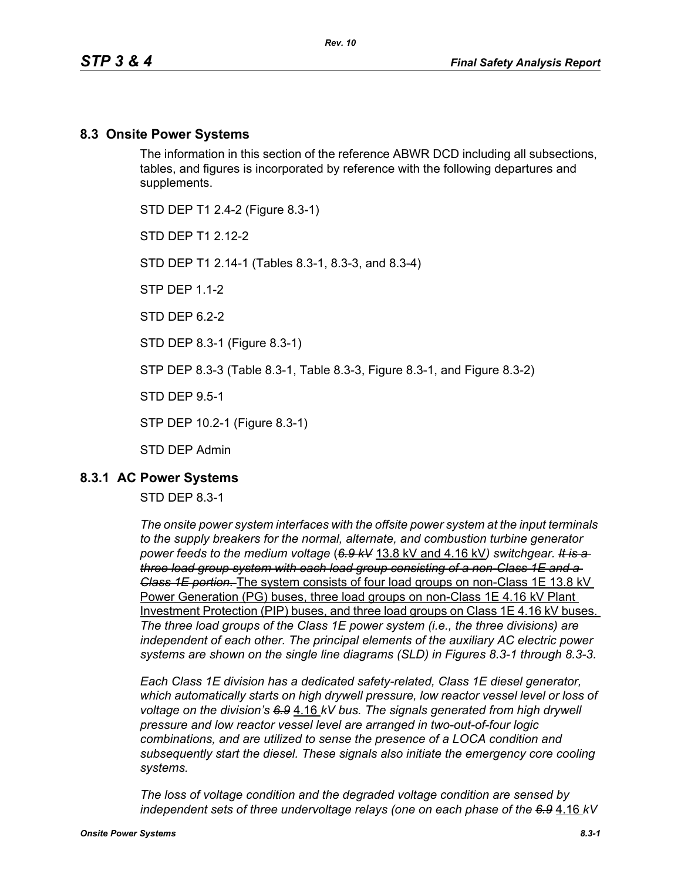## 8.3 Onsite Power Systems

The information in this section of the reference ABWR DCD including all subsections, tables, and figures is incorporated by reference with the following departures and supplements.

STD DEP T1 2.4-2 (Figure 8.3-1)

STD DEP T1 2.12-2

STD DEP T1 2.14-1 (Tables 8.3-1, 8.3-3, and 8.3-4)

STP DEP 1.1-2

STD DEP 6.2-2

STD DEP 8.3-1 (Figure 8.3-1)

STP DEP 8.3-3 (Table 8.3-1, Table 8.3-3, Figure 8.3-1, and Figure 8.3-2)

STD DEP 9.5-1

STP DEP 10.2-1 (Figure 8.3-1)

STD DEP Admin

### 8.3.1 AC Power Systems

STD DEP 8.3-1

*The onsite power system interfaces with the offsite power system at the input terminals to the supply breakers for the normal, alternate, and combustion turbine generator power feeds to the medium voltage (~~6.9 kV~~ 13.8 kV and 4.16 kV) switchgear. ~~It is a three load group system with each load group consisting of a non-Class 1E and a Class 1E portion.~~* The system consists of four load groups on non-Class 1E 13.8 kV Power Generation (PG) buses, three load groups on non-Class 1E 4.16 kV Plant Investment Protection (PIP) buses, and three load groups on Class 1E 4.16 kV buses. *The three load groups of the Class 1E power system (i.e., the three divisions) are independent of each other. The principal elements of the auxiliary AC electric power systems are shown on the single line diagrams (SLD) in Figures 8.3-1 through 8.3-3.*

*Each Class 1E division has a dedicated safety-related, Class 1E diesel generator, which automatically starts on high drywell pressure, low reactor vessel level or loss of voltage on the division's ~~6.9~~ 4.16 kV bus. The signals generated from high drywell pressure and low reactor vessel level are arranged in two-out-of-four logic combinations, and are utilized to sense the presence of a LOCA condition and subsequently start the diesel. These signals also initiate the emergency core cooling systems.*

*The loss of voltage condition and the degraded voltage condition are sensed by independent sets of three undervoltage relays (one on each phase of the ~~6.9~~ 4.16 kV*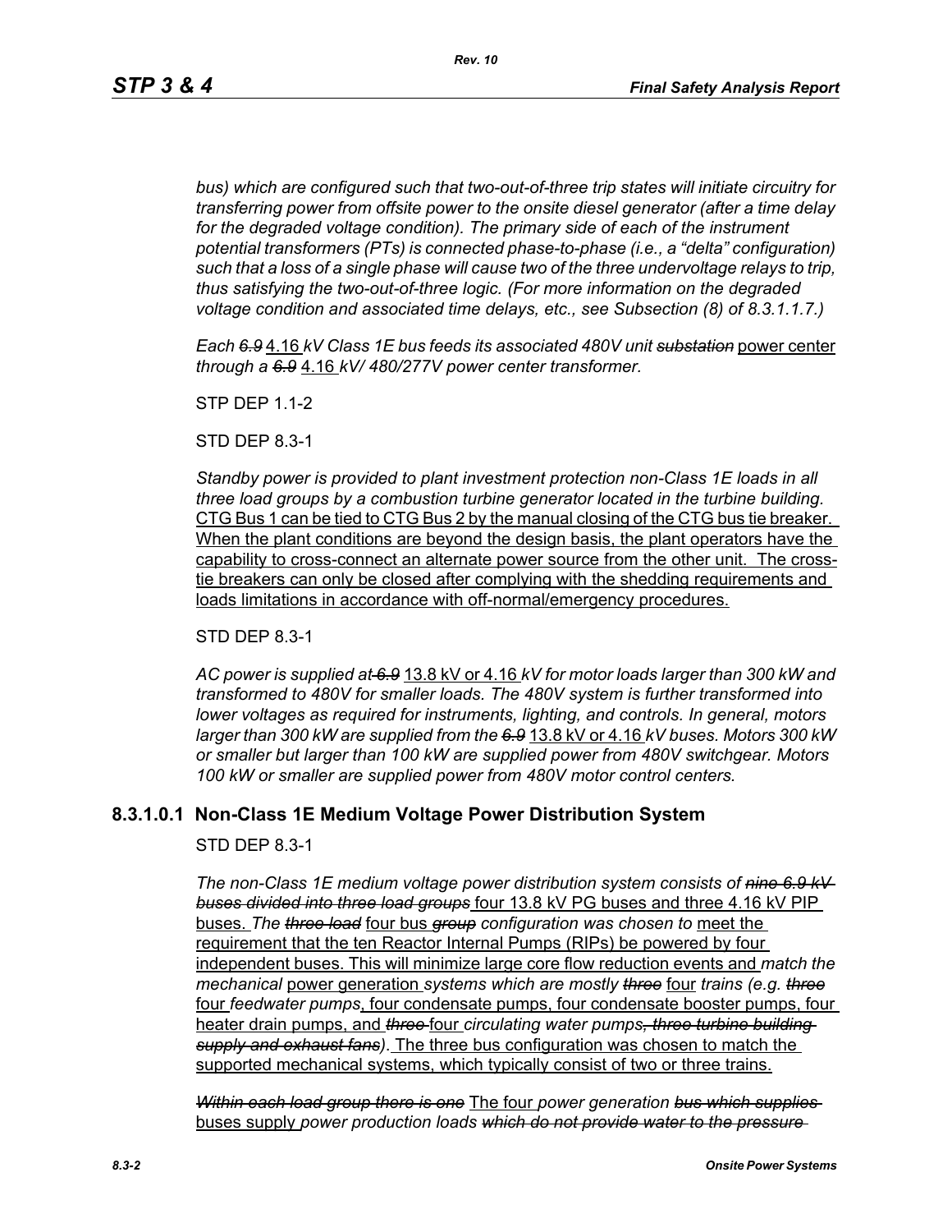*bus) which are configured such that two-out-of-three trip states will initiate circuitry for transferring power from offsite power to the onsite diesel generator (after a time delay for the degraded voltage condition). The primary side of each of the instrument potential transformers (PTs) is connected phase-to-phase (i.e., a "delta" configuration) such that a loss of a single phase will cause two of the three undervoltage relays to trip, thus satisfying the two-out-of-three logic. (For more information on the degraded voltage condition and associated time delays, etc., see Subsection (8) of 8.3.1.1.7.)*

*Each ~~6.9~~* <u>4.16</u> *kV Class 1E bus feeds its associated 480V unit ~~substation~~* <u>power center</u> *through a ~~6.9~~* <u>4.16</u> *kV/ 480/277V power center transformer.*

STP DEP 1.1-2

STD DEP 8.3-1

*Standby power is provided to plant investment protection non-Class 1E loads in all three load groups by a combustion turbine generator located in the turbine building.* <u>CTG Bus 1 can be tied to CTG Bus 2 by the manual closing of the CTG bus tie breaker. When the plant conditions are beyond the design basis, the plant operators have the capability to cross-connect an alternate power source from the other unit. The cross-tie breakers can only be closed after complying with the shedding requirements and loads limitations in accordance with off-normal/emergency procedures.</u>

STD DEP 8.3-1

*AC power is supplied at ~~6.9~~* <u>13.8 kV or 4.16</u> *kV for motor loads larger than 300 kW and transformed to 480V for smaller loads. The 480V system is further transformed into lower voltages as required for instruments, lighting, and controls. In general, motors larger than 300 kW are supplied from the ~~6.9~~* <u>13.8 kV or 4.16</u> *kV buses. Motors 300 kW or smaller but larger than 100 kW are supplied power from 480V switchgear. Motors 100 kW or smaller are supplied power from 480V motor control centers.*

## 8.3.1.0.1 Non-Class 1E Medium Voltage Power Distribution System

STD DEP 8.3-1

*The non-Class 1E medium voltage power distribution system consists of ~~nine 6.9 kV buses divided into three load groups~~* <u>four 13.8 kV PG buses and three 4.16 kV PIP buses.</u> *The ~~three load~~* <u>four bus</u> *~~group~~ configuration was chosen to* <u>meet the requirement that the ten Reactor Internal Pumps (RIPs) be powered by four independent buses. This will minimize large core flow reduction events and</u> *match the mechanical* <u>power generation</u> *systems which are mostly ~~three~~* <u>four</u> *trains (e.g. ~~three~~* <u>four</u> *feedwater pumps*<u>, four condensate pumps, four condensate booster pumps, four heater drain pumps, and</u> *~~three~~* <u>four</u> *circulating water pumps~~, three turbine building supply and exhaust fans~~).* <u>The three bus configuration was chosen to match the supported mechanical systems, which typically consist of two or three trains.</u>

*~~Within each load group there is one~~* <u>The four</u> *power generation ~~bus which supplies~~* <u>buses supply</u> *power production loads ~~which do not provide water to the pressure~~*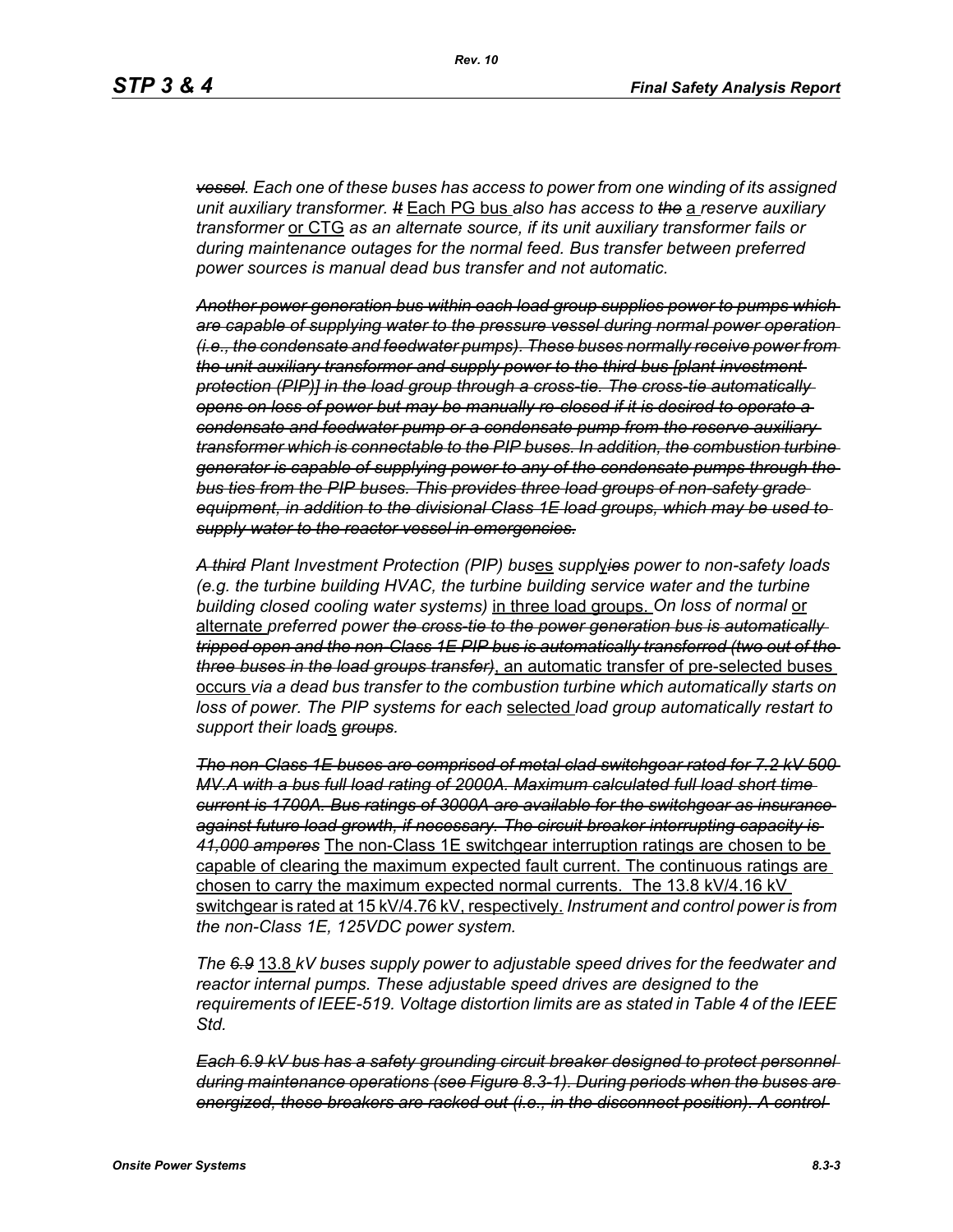~~*vessel*~~. *Each one of these buses has access to power from one winding of its assigned unit auxiliary transformer.* ~~*It*~~ Each PG bus *also has access to* ~~*the*~~ a *reserve auxiliary transformer* or CTG *as an alternate source, if its unit auxiliary transformer fails or during maintenance outages for the normal feed. Bus transfer between preferred power sources is manual dead bus transfer and not automatic.*

~~*Another power generation bus within each load group supplies power to pumps which are capable of supplying water to the pressure vessel during normal power operation (i.e., the condensate and feedwater pumps). These buses normally receive power from the unit auxiliary transformer and supply power to the third bus [plant investment protection (PIP)] in the load group through a cross-tie. The cross-tie automatically opens on loss of power but may be manually re-closed if it is desired to operate a condensate and feedwater pump or a condensate pump from the reserve auxiliary transformer which is connectable to the PIP buses. In addition, the combustion turbine generator is capable of supplying power to any of the condensate pumps through the bus ties from the PIP buses. This provides three load groups of non-safety grade equipment, in addition to the divisional Class 1E load groups, which may be used to supply water to the reactor vessel in emergencies.*~~

~~*A third*~~ *Plant Investment Protection (PIP) bus*es *suppl*y~~*ies*~~ *power to non-safety loads (e.g. the turbine building HVAC, the turbine building service water and the turbine building closed cooling water systems)* in three load groups. *On loss of normal* or alternate *preferred power* ~~*the cross-tie to the power generation bus is automatically tripped open and the non-Class 1E PIP bus is automatically transferred (two out of the three buses in the load groups transfer)*~~, an automatic transfer of pre-selected buses occurs *via a dead bus transfer to the combustion turbine which automatically starts on loss of power. The PIP systems for each* selected *load group automatically restart to support their load*s ~~*groups*~~.

~~*The non-Class 1E buses are comprised of metal-clad switchgear rated for 7.2 kV 500 MV.A with a bus full load rating of 2000A. Maximum calculated full load short time current is 1700A. Bus ratings of 3000A are available for the switchgear as insurance against future load growth, if necessary. The circuit breaker interrupting capacity is 41,000 amperes*~~ The non-Class 1E switchgear interruption ratings are chosen to be capable of clearing the maximum expected fault current. The continuous ratings are chosen to carry the maximum expected normal currents. The 13.8 kV/4.16 kV switchgear is rated at 15 kV/4.76 kV, respectively. *Instrument and control power is from the non-Class 1E, 125VDC power system.*

*The* ~~*6.9*~~ 13.8 *kV buses supply power to adjustable speed drives for the feedwater and reactor internal pumps. These adjustable speed drives are designed to the requirements of IEEE-519. Voltage distortion limits are as stated in Table 4 of the IEEE Std.*

~~*Each 6.9 kV bus has a safety grounding circuit breaker designed to protect personnel during maintenance operations (see Figure 8.3-1). During periods when the buses are energized, these breakers are racked out (i.e., in the disconnect position). A control*~~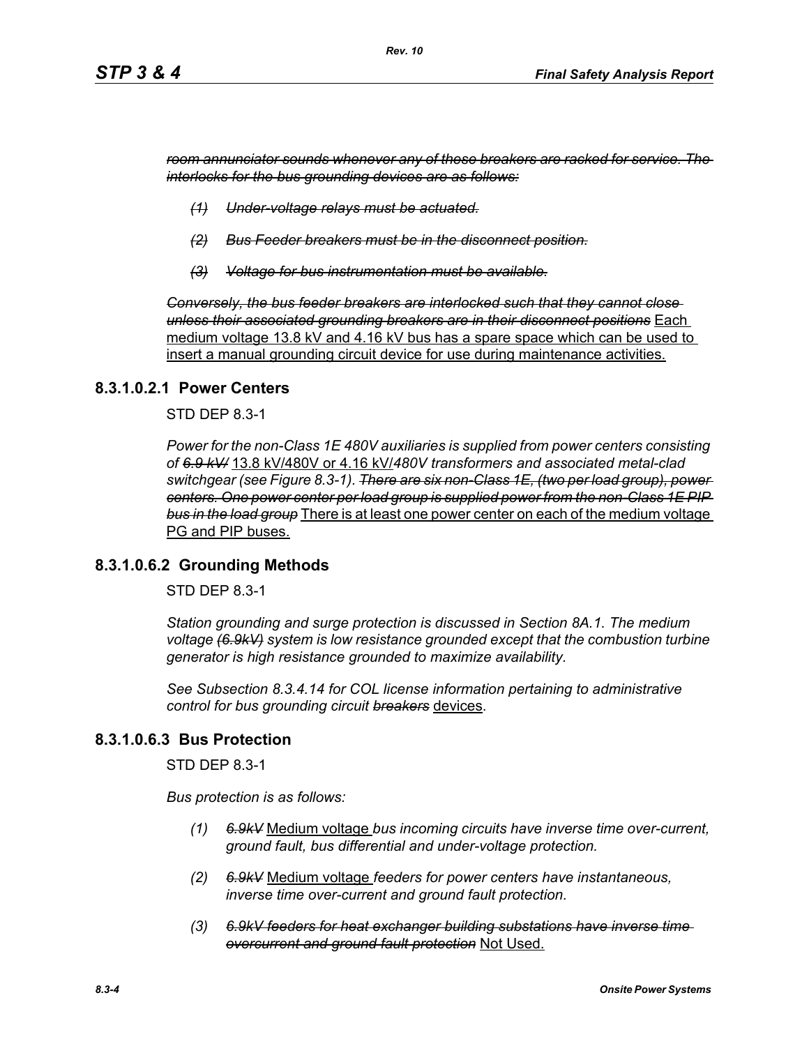~~*room annunciator sounds whenever any of these breakers are racked for service. The interlocks for the bus grounding devices are as follows:*~~

- ~~*(1) Under-voltage relays must be actuated.*~~
- ~~*(2) Bus Feeder breakers must be in the disconnect position.*~~
- ~~*(3) Voltage for bus instrumentation must be available.*~~

~~*Conversely, the bus feeder breakers are interlocked such that they cannot close unless their associated grounding breakers are in their disconnect positions*~~ <u>Each medium voltage 13.8 kV and 4.16 kV bus has a spare space which can be used to insert a manual grounding circuit device for use during maintenance activities.</u>

### 8.3.1.0.2.1 Power Centers

STD DEP 8.3-1

*Power for the non-Class 1E 480V auxiliaries is supplied from power centers consisting of ~~6.9 kV/~~* <u>13.8 kV/480V or 4.16 kV/</u>*480V transformers and associated metal-clad switchgear (see Figure 8.3-1).* ~~*There are six non-Class 1E, (two per load group), power centers. One power center per load group is supplied power from the non-Class 1E PIP bus in the load group*~~ <u>There is at least one power center on each of the medium voltage PG and PIP buses.</u>

### 8.3.1.0.6.2 Grounding Methods

STD DEP 8.3-1

*Station grounding and surge protection is discussed in Section 8A.1. The medium voltage ~~(6.9kV)~~ system is low resistance grounded except that the combustion turbine generator is high resistance grounded to maximize availability.*

*See Subsection 8.3.4.14 for COL license information pertaining to administrative control for bus grounding circuit ~~breakers~~* <u>devices</u>.

### 8.3.1.0.6.3 Bus Protection

STD DEP 8.3-1

*Bus protection is as follows:*

- *(1) ~~6.9kV~~* <u>Medium voltage</u> *bus incoming circuits have inverse time over-current, ground fault, bus differential and under-voltage protection.*
- *(2) ~~6.9kV~~* <u>Medium voltage</u> *feeders for power centers have instantaneous, inverse time over-current and ground fault protection.*
- *(3) ~~6.9kV feeders for heat exchanger building substations have inverse time overcurrent and ground fault protection~~* <u>Not Used.</u>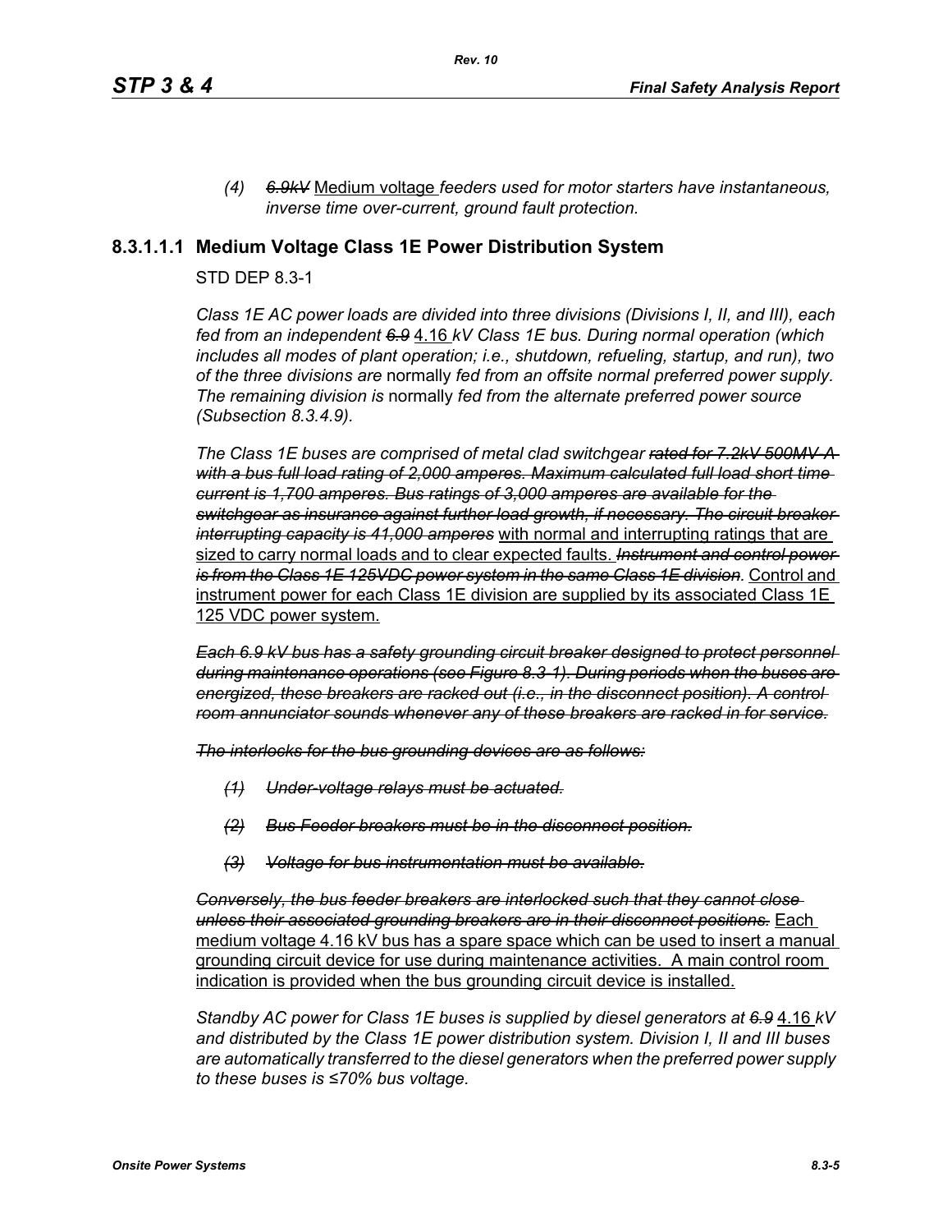*(4)* ~~*6.9kV*~~ <u>Medium voltage</u> *feeders used for motor starters have instantaneous, inverse time over-current, ground fault protection.*

### 8.3.1.1.1 Medium Voltage Class 1E Power Distribution System

STD DEP 8.3-1

*Class 1E AC power loads are divided into three divisions (Divisions I, II, and III), each fed from an independent* ~~*6.9*~~ <u>4.16</u> *kV Class 1E bus. During normal operation (which includes all modes of plant operation; i.e., shutdown, refueling, startup, and run), two of the three divisions are* normally *fed from an offsite normal preferred power supply. The remaining division is* normally *fed from the alternate preferred power source (Subsection 8.3.4.9).*

*The Class 1E buses are comprised of metal clad switchgear* ~~*rated for 7.2kV 500MV-A with a bus full load rating of 2,000 amperes. Maximum calculated full load short time current is 1,700 amperes. Bus ratings of 3,000 amperes are available for the switchgear as insurance against further load growth, if necessary. The circuit breaker interrupting capacity is 41,000 amperes*~~ <u>with normal and interrupting ratings that are sized to carry normal loads and to clear expected faults.</u> ~~*Instrument and control power is from the Class 1E 125VDC power system in the same Class 1E division.*~~ <u>Control and instrument power for each Class 1E division are supplied by its associated Class 1E 125 VDC power system.</u>

~~*Each 6.9 kV bus has a safety grounding circuit breaker designed to protect personnel during maintenance operations (see Figure 8.3-1). During periods when the buses are energized, these breakers are racked out (i.e., in the disconnect position). A control room annunciator sounds whenever any of these breakers are racked in for service.*~~

~~*The interlocks for the bus grounding devices are as follows:*~~

~~*(1) Under-voltage relays must be actuated.*~~

~~*(2) Bus Feeder breakers must be in the disconnect position.*~~

~~*(3) Voltage for bus instrumentation must be available.*~~

~~*Conversely, the bus feeder breakers are interlocked such that they cannot close unless their associated grounding breakers are in their disconnect positions.*~~ <u>Each medium voltage 4.16 kV bus has a spare space which can be used to insert a manual grounding circuit device for use during maintenance activities. A main control room indication is provided when the bus grounding circuit device is installed.</u>

*Standby AC power for Class 1E buses is supplied by diesel generators at* ~~*6.9*~~ <u>4.16</u> *kV and distributed by the Class 1E power distribution system. Division I, II and III buses are automatically transferred to the diesel generators when the preferred power supply to these buses is ≤70% bus voltage.*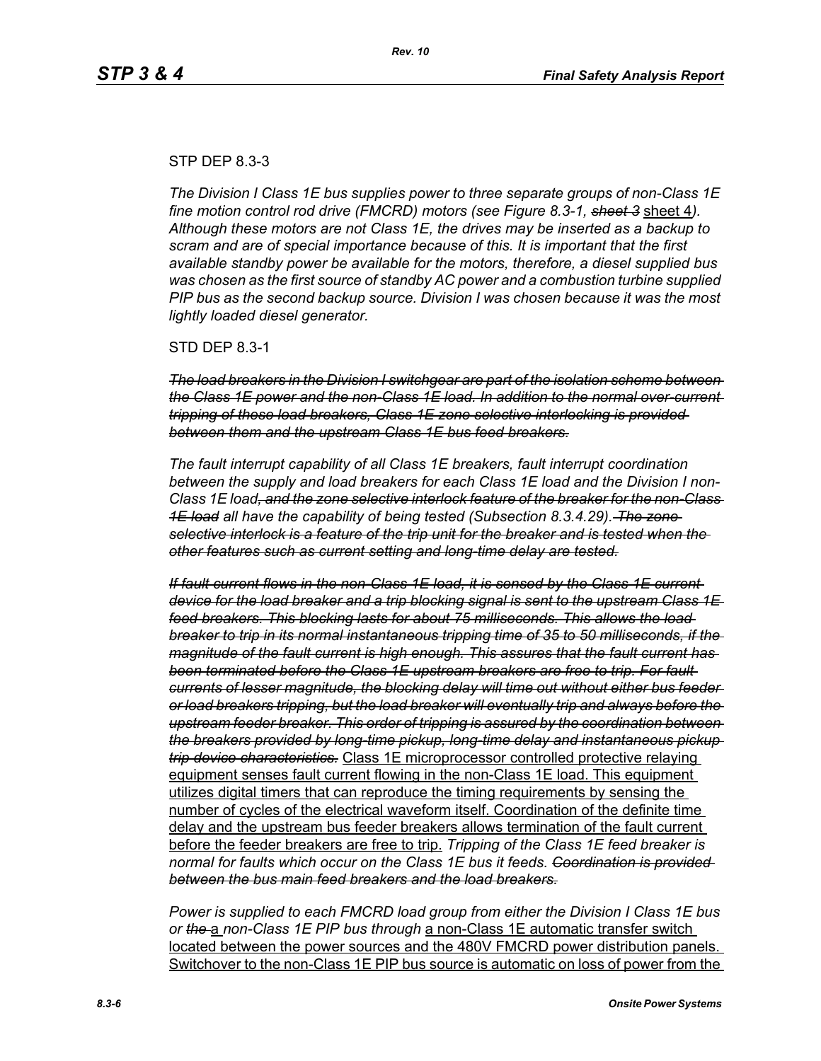STP DEP 8.3-3

*The Division I Class 1E bus supplies power to three separate groups of non-Class 1E fine motion control rod drive (FMCRD) motors (see Figure 8.3-1, ~~sheet 3~~* sheet 4*). Although these motors are not Class 1E, the drives may be inserted as a backup to scram and are of special importance because of this. It is important that the first available standby power be available for the motors, therefore, a diesel supplied bus was chosen as the first source of standby AC power and a combustion turbine supplied PIP bus as the second backup source. Division I was chosen because it was the most lightly loaded diesel generator.*

STD DEP 8.3-1

~~*The load breakers in the Division I switchgear are part of the isolation scheme between the Class 1E power and the non-Class 1E load. In addition to the normal over-current tripping of these load breakers, Class 1E zone selective interlocking is provided between them and the upstream Class 1E bus feed breakers.*~~

*The fault interrupt capability of all Class 1E breakers, fault interrupt coordination between the supply and load breakers for each Class 1E load and the Division I non-Class 1E load~~, and the zone selective interlock feature of the breaker for the non-Class 1E load~~ all have the capability of being tested (Subsection 8.3.4.29).~~ The zone selective interlock is a feature of the trip unit for the breaker and is tested when the other features such as current setting and long-time delay are tested.~~*

~~*If fault current flows in the non-Class 1E load, it is sensed by the Class 1E current device for the load breaker and a trip blocking signal is sent to the upstream Class 1E feed breakers. This blocking lasts for about 75 milliseconds. This allows the load breaker to trip in its normal instantaneous tripping time of 35 to 50 milliseconds, if the magnitude of the fault current is high enough. This assures that the fault current has been terminated before the Class 1E upstream breakers are free to trip. For fault currents of lesser magnitude, the blocking delay will time out without either bus feeder or load breakers tripping, but the load breaker will eventually trip and always before the upstream feeder breaker. This order of tripping is assured by the coordination between the breakers provided by long-time pickup, long-time delay and instantaneous pickup trip device characteristics.*~~ Class 1E microprocessor controlled protective relaying equipment senses fault current flowing in the non-Class 1E load. This equipment utilizes digital timers that can reproduce the timing requirements by sensing the number of cycles of the electrical waveform itself. Coordination of the definite time delay and the upstream bus feeder breakers allows termination of the fault current before the feeder breakers are free to trip. *Tripping of the Class 1E feed breaker is normal for faults which occur on the Class 1E bus it feeds. ~~Coordination is provided between the bus main feed breakers and the load breakers.~~*

*Power is supplied to each FMCRD load group from either the Division I Class 1E bus or ~~the~~* a *non-Class 1E PIP bus through* a non-Class 1E automatic transfer switch located between the power sources and the 480V FMCRD power distribution panels. Switchover to the non-Class 1E PIP bus source is automatic on loss of power from the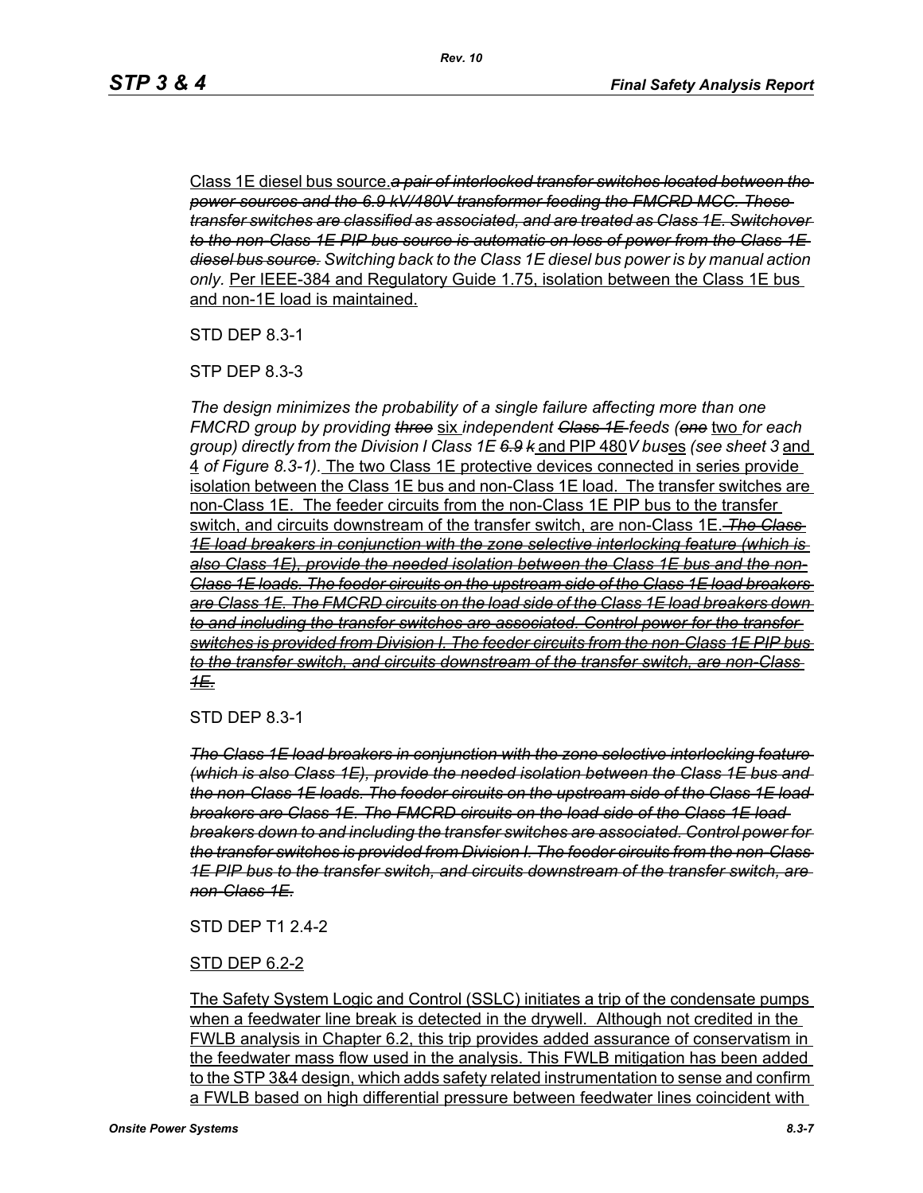Class 1E diesel bus source.~~*a pair of interlocked transfer switches located between the power sources and the 6.9 kV/480V transformer feeding the FMCRD MCC. These transfer switches are classified as associated, and are treated as Class 1E. Switchover to the non-Class 1E PIP bus source is automatic on loss of power from the Class 1E diesel bus source.*~~ *Switching back to the Class 1E diesel bus power is by manual action only.* Per IEEE-384 and Regulatory Guide 1.75, isolation between the Class 1E bus and non-1E load is maintained.

STD DEP 8.3-1

STP DEP 8.3-3

*The design minimizes the probability of a single failure affecting more than one FMCRD group by providing* ~~*three*~~ six *independent* ~~*Class 1E*~~ *feeds (*~~*one*~~ two *for each group) directly from the Division I Class 1E* ~~*6.9 k*~~ and PIP 480*V bus*es *(see sheet 3* and 4 *of Figure 8.3-1).* The two Class 1E protective devices connected in series provide isolation between the Class 1E bus and non-Class 1E load. The transfer switches are non-Class 1E. The feeder circuits from the non-Class 1E PIP bus to the transfer switch, and circuits downstream of the transfer switch, are non-Class 1E.~~*The Class 1E load breakers in conjunction with the zone selective interlocking feature (which is also Class 1E), provide the needed isolation between the Class 1E bus and the non-Class 1E loads. The feeder circuits on the upstream side of the Class 1E load breakers are Class 1E. The FMCRD circuits on the load side of the Class 1E load breakers down to and including the transfer switches are associated. Control power for the transfer switches is provided from Division I. The feeder circuits from the non-Class 1E PIP bus to the transfer switch, and circuits downstream of the transfer switch, are non-Class 1E.*~~

STD DEP 8.3-1

~~*The Class 1E load breakers in conjunction with the zone selective interlocking feature (which is also Class 1E), provide the needed isolation between the Class 1E bus and the non-Class 1E loads. The feeder circuits on the upstream side of the Class 1E load breakers are Class 1E. The FMCRD circuits on the load side of the Class 1E load breakers down to and including the transfer switches are associated. Control power for the transfer switches is provided from Division I. The feeder circuits from the non-Class 1E PIP bus to the transfer switch, and circuits downstream of the transfer switch, are non-Class 1E.*~~

STD DEP T1 2.4-2

STD DEP 6.2-2

The Safety System Logic and Control (SSLC) initiates a trip of the condensate pumps when a feedwater line break is detected in the drywell. Although not credited in the FWLB analysis in Chapter 6.2, this trip provides added assurance of conservatism in the feedwater mass flow used in the analysis. This FWLB mitigation has been added to the STP 3&4 design, which adds safety related instrumentation to sense and confirm a FWLB based on high differential pressure between feedwater lines coincident with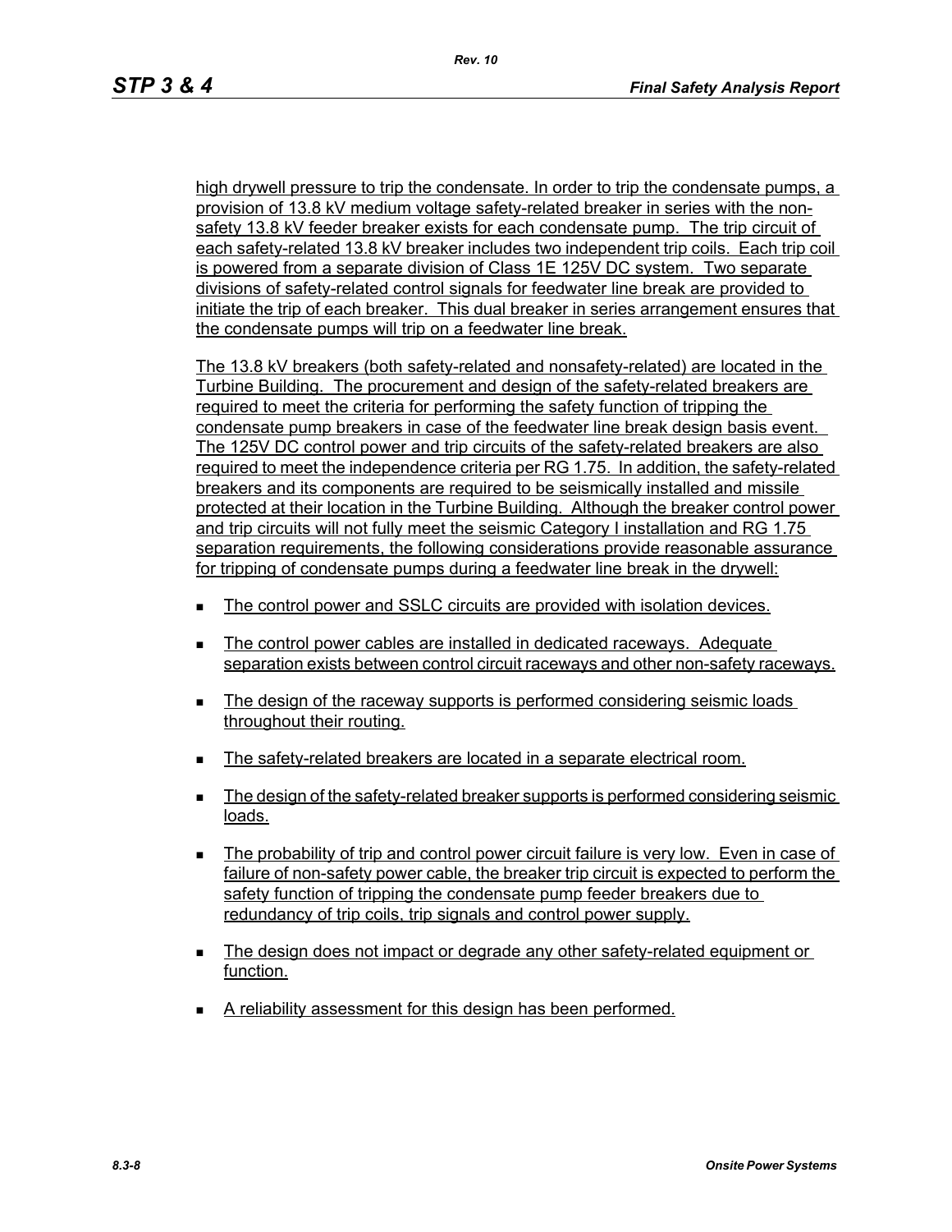high drywell pressure to trip the condensate. In order to trip the condensate pumps, a provision of 13.8 kV medium voltage safety-related breaker in series with the non-safety 13.8 kV feeder breaker exists for each condensate pump. The trip circuit of each safety-related 13.8 kV breaker includes two independent trip coils. Each trip coil is powered from a separate division of Class 1E 125V DC system. Two separate divisions of safety-related control signals for feedwater line break are provided to initiate the trip of each breaker. This dual breaker in series arrangement ensures that the condensate pumps will trip on a feedwater line break.

The 13.8 kV breakers (both safety-related and nonsafety-related) are located in the Turbine Building. The procurement and design of the safety-related breakers are required to meet the criteria for performing the safety function of tripping the condensate pump breakers in case of the feedwater line break design basis event. The 125V DC control power and trip circuits of the safety-related breakers are also required to meet the independence criteria per RG 1.75. In addition, the safety-related breakers and its components are required to be seismically installed and missile protected at their location in the Turbine Building. Although the breaker control power and trip circuits will not fully meet the seismic Category I installation and RG 1.75 separation requirements, the following considerations provide reasonable assurance for tripping of condensate pumps during a feedwater line break in the drywell:

- The control power and SSLC circuits are provided with isolation devices.
- The control power cables are installed in dedicated raceways. Adequate separation exists between control circuit raceways and other non-safety raceways.
- The design of the raceway supports is performed considering seismic loads throughout their routing.
- The safety-related breakers are located in a separate electrical room.
- The design of the safety-related breaker supports is performed considering seismic loads.
- The probability of trip and control power circuit failure is very low. Even in case of failure of non-safety power cable, the breaker trip circuit is expected to perform the safety function of tripping the condensate pump feeder breakers due to redundancy of trip coils, trip signals and control power supply.
- The design does not impact or degrade any other safety-related equipment or function.
- A reliability assessment for this design has been performed.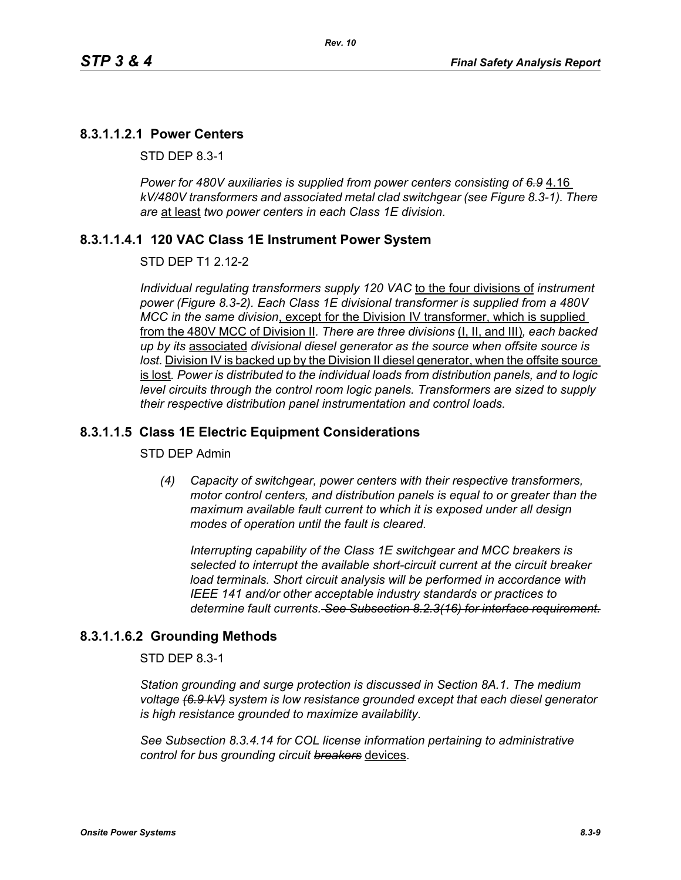## 8.3.1.1.2.1 Power Centers

STD DEP 8.3-1

*Power for 480V auxiliaries is supplied from power centers consisting of ~~6.9~~* 4.16 *kV/480V transformers and associated metal clad switchgear (see Figure 8.3-1). There are* at least *two power centers in each Class 1E division.*

## 8.3.1.1.4.1 120 VAC Class 1E Instrument Power System

STD DEP T1 2.12-2

*Individual regulating transformers supply 120 VAC* to the four divisions of *instrument power (Figure 8.3-2). Each Class 1E divisional transformer is supplied from a 480V MCC in the same division*, except for the Division IV transformer, which is supplied from the 480V MCC of Division II*. There are three divisions* (I, II, and III)*, each backed up by its* associated *divisional diesel generator as the source when offsite source is lost.* Division IV is backed up by the Division II diesel generator, when the offsite source is lost*. Power is distributed to the individual loads from distribution panels, and to logic level circuits through the control room logic panels. Transformers are sized to supply their respective distribution panel instrumentation and control loads.*

## 8.3.1.1.5 Class 1E Electric Equipment Considerations

STD DEP Admin

*(4) Capacity of switchgear, power centers with their respective transformers, motor control centers, and distribution panels is equal to or greater than the maximum available fault current to which it is exposed under all design modes of operation until the fault is cleared.*

*Interrupting capability of the Class 1E switchgear and MCC breakers is selected to interrupt the available short-circuit current at the circuit breaker load terminals. Short circuit analysis will be performed in accordance with IEEE 141 and/or other acceptable industry standards or practices to determine fault currents. ~~See Subsection 8.2.3(16) for interface requirement.~~*

## 8.3.1.1.6.2 Grounding Methods

STD DEP 8.3-1

*Station grounding and surge protection is discussed in Section 8A.1. The medium voltage ~~(6.9 kV)~~ system is low resistance grounded except that each diesel generator is high resistance grounded to maximize availability.*

*See Subsection 8.3.4.14 for COL license information pertaining to administrative control for bus grounding circuit ~~breakers~~* devices.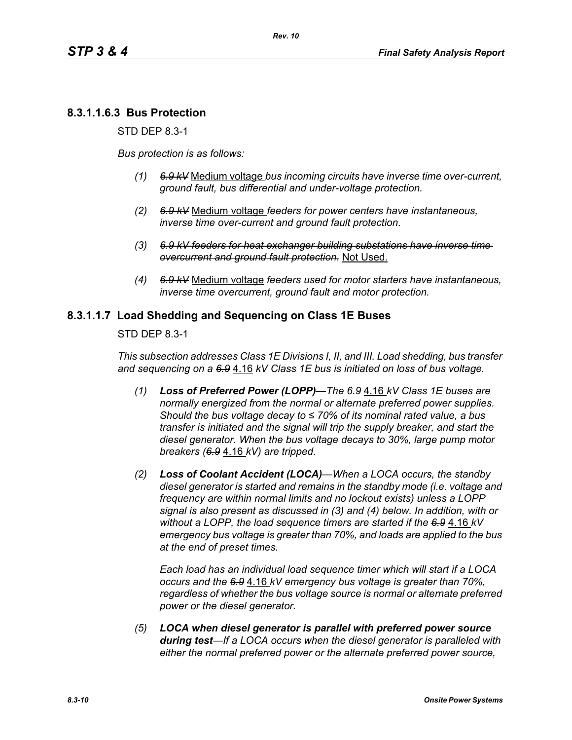### 8.3.1.1.6.3 Bus Protection

STD DEP 8.3-1

*Bus protection is as follows:*

*(1)* ~~*6.9 kV*~~ Medium voltage *bus incoming circuits have inverse time over-current, ground fault, bus differential and under-voltage protection.*

*(2)* ~~*6.9 kV*~~ Medium voltage *feeders for power centers have instantaneous, inverse time over-current and ground fault protection.*

*(3)* ~~*6.9 kV feeders for heat exchanger building substations have inverse time overcurrent and ground fault protection.*~~ Not Used.

*(4)* ~~*6.9 kV*~~ Medium voltage *feeders used for motor starters have instantaneous, inverse time overcurrent, ground fault and motor protection.*

### 8.3.1.1.7 Load Shedding and Sequencing on Class 1E Buses

STD DEP 8.3-1

*This subsection addresses Class 1E Divisions I, II, and III. Load shedding, bus transfer and sequencing on a* ~~*6.9*~~ 4.16 *kV Class 1E bus is initiated on loss of bus voltage.*

*(1)* ***Loss of Preferred Power (LOPP)****—The* ~~*6.9*~~ 4.16 *kV Class 1E buses are normally energized from the normal or alternate preferred power supplies. Should the bus voltage decay to ≤ 70% of its nominal rated value, a bus transfer is initiated and the signal will trip the supply breaker, and start the diesel generator. When the bus voltage decays to 30%, large pump motor breakers (*~~*6.9*~~ 4.16 *kV) are tripped.*

*(2)* ***Loss of Coolant Accident (LOCA)****—When a LOCA occurs, the standby diesel generator is started and remains in the standby mode (i.e. voltage and frequency are within normal limits and no lockout exists) unless a LOPP signal is also present as discussed in (3) and (4) below. In addition, with or without a LOPP, the load sequence timers are started if the* ~~*6.9*~~ 4.16 *kV emergency bus voltage is greater than 70%, and loads are applied to the bus at the end of preset times.*

*Each load has an individual load sequence timer which will start if a LOCA occurs and the* ~~*6.9*~~ 4.16 *kV emergency bus voltage is greater than 70%, regardless of whether the bus voltage source is normal or alternate preferred power or the diesel generator.*

*(5)* ***LOCA when diesel generator is parallel with preferred power source during test****—If a LOCA occurs when the diesel generator is paralleled with either the normal preferred power or the alternate preferred power source,*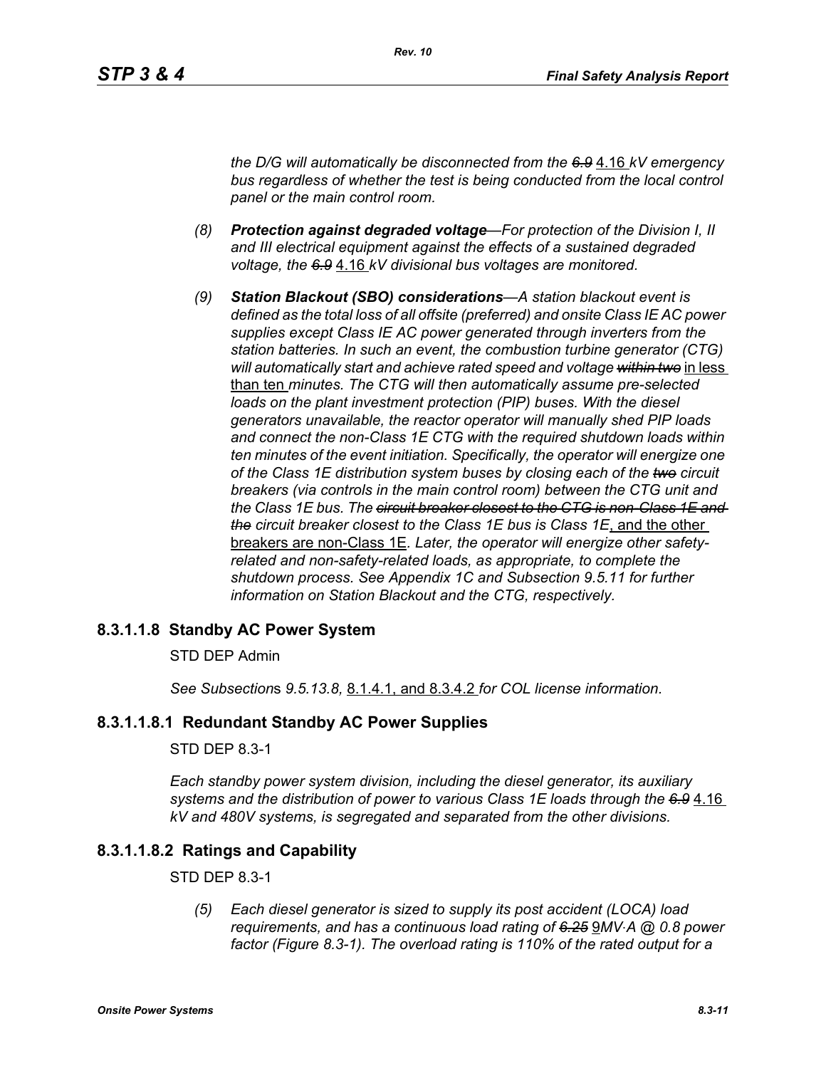*the D/G will automatically be disconnected from the ~~6.9~~ 4.16 kV emergency bus regardless of whether the test is being conducted from the local control panel or the main control room.*

*(8)* ***Protection against degraded voltage****—For protection of the Division I, II and III electrical equipment against the effects of a sustained degraded voltage, the ~~6.9~~ 4.16 kV divisional bus voltages are monitored.*

*(9)* ***Station Blackout (SBO) considerations****—A station blackout event is defined as the total loss of all offsite (preferred) and onsite Class IE AC power supplies except Class IE AC power generated through inverters from the station batteries. In such an event, the combustion turbine generator (CTG) will automatically start and achieve rated speed and voltage ~~within two~~ in less than ten minutes. The CTG will then automatically assume pre-selected loads on the plant investment protection (PIP) buses. With the diesel generators unavailable, the reactor operator will manually shed PIP loads and connect the non-Class 1E CTG with the required shutdown loads within ten minutes of the event initiation. Specifically, the operator will energize one of the Class 1E distribution system buses by closing each of the ~~two~~ circuit breakers (via controls in the main control room) between the CTG unit and the Class 1E bus. The ~~circuit breaker closest to the CTG is non-Class 1E and the~~ circuit breaker closest to the Class 1E bus is Class 1E, and the other breakers are non-Class 1E. Later, the operator will energize other safety-related and non-safety-related loads, as appropriate, to complete the shutdown process. See Appendix 1C and Subsection 9.5.11 for further information on Station Blackout and the CTG, respectively.*

## 8.3.1.1.8 Standby AC Power System

STD DEP Admin

*See Subsection*s *9.5.13.8,* 8.1.4.1, and 8.3.4.2 *for COL license information.*

## 8.3.1.1.8.1 Redundant Standby AC Power Supplies

STD DEP 8.3-1

*Each standby power system division, including the diesel generator, its auxiliary systems and the distribution of power to various Class 1E loads through the ~~6.9~~ 4.16 kV and 480V systems, is segregated and separated from the other divisions.*

## 8.3.1.1.8.2 Ratings and Capability

STD DEP 8.3-1

*(5) Each diesel generator is sized to supply its post accident (LOCA) load requirements, and has a continuous load rating of ~~6.25~~ 9MV·A @ 0.8 power factor (Figure 8.3-1). The overload rating is 110% of the rated output for a*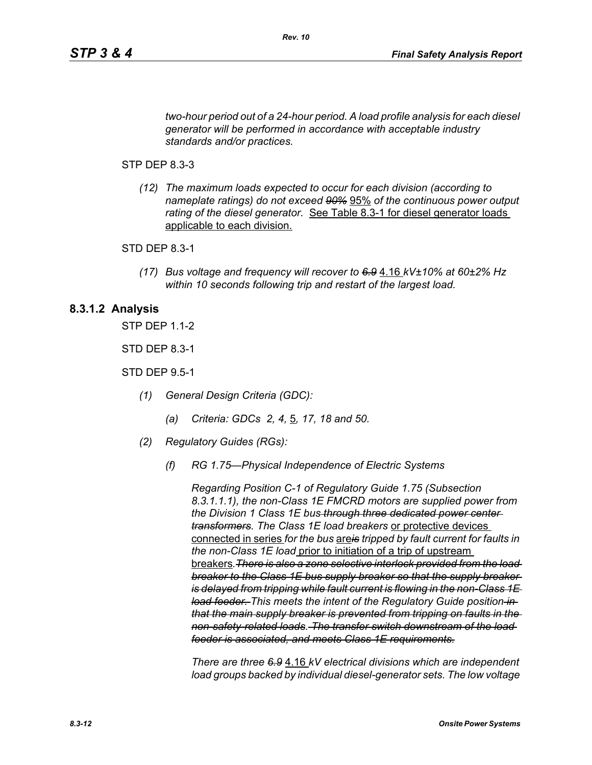*two-hour period out of a 24-hour period. A load profile analysis for each diesel generator will be performed in accordance with acceptable industry standards and/or practices.*

STP DEP 8.3-3

*(12) The maximum loads expected to occur for each division (according to nameplate ratings) do not exceed ~~90%~~* 95% *of the continuous power output rating of the diesel generator.* See Table 8.3-1 for diesel generator loads applicable to each division.

STD DEP 8.3-1

*(17) Bus voltage and frequency will recover to ~~6.9~~* 4.16 *kV±10% at 60±2% Hz within 10 seconds following trip and restart of the largest load.*

### 8.3.1.2 Analysis

STP DEP 1.1-2

STD DEP 8.3-1

STD DEP 9.5-1

*(1) General Design Criteria (GDC):*

*(a) Criteria: GDCs 2, 4,* 5, *17, 18 and 50.*

*(2) Regulatory Guides (RGs):*

*(f) RG 1.75—Physical Independence of Electric Systems*

*Regarding Position C-1 of Regulatory Guide 1.75 (Subsection 8.3.1.1.1), the non-Class 1E FMCRD motors are supplied power from the Division 1 Class 1E bus ~~through three dedicated power center transformers~~. The Class 1E load breakers* or protective devices connected in series *for the bus* are~~is~~ *tripped by fault current for faults in the non-Class 1E load* prior to initiation of a trip of upstream breakers. ~~There is also a zone selective interlock provided from the load breaker to the Class 1E bus supply breaker so that the supply breaker is delayed from tripping while fault current is flowing in the non-Class 1E load feeder.~~ *This meets the intent of the Regulatory Guide position* ~~in that the main supply breaker is prevented from tripping on faults in the non-safety-related loads. The transfer switch downstream of the load feeder is associated, and meets Class 1E requirements.~~

*There are three ~~6.9~~* 4.16 *kV electrical divisions which are independent load groups backed by individual diesel-generator sets. The low voltage*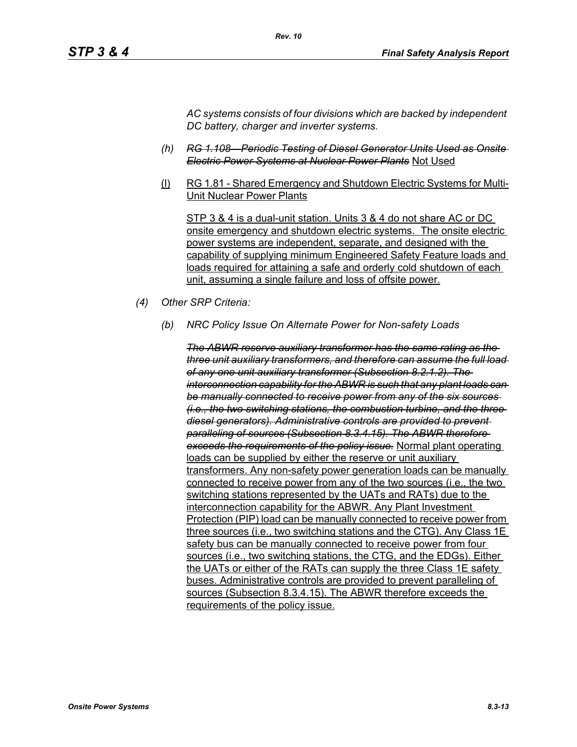*AC systems consists of four divisions which are backed by independent DC battery, charger and inverter systems.*

- *(h)* ~~*RG 1.108—Periodic Testing of Diesel Generator Units Used as Onsite Electric Power Systems at Nuclear Power Plants*~~ <u>Not Used</u>

- <u>(l)</u> <u>RG 1.81 - Shared Emergency and Shutdown Electric Systems for Multi-Unit Nuclear Power Plants</u>

  <u>STP 3 & 4 is a dual-unit station. Units 3 & 4 do not share AC or DC onsite emergency and shutdown electric systems. The onsite electric power systems are independent, separate, and designed with the capability of supplying minimum Engineered Safety Feature loads and loads required for attaining a safe and orderly cold shutdown of each unit, assuming a single failure and loss of offsite power.</u>

*(4)* *Other SRP Criteria:*

- *(b)* *NRC Policy Issue On Alternate Power for Non-safety Loads*

  ~~*The ABWR reserve auxiliary transformer has the same rating as the three unit auxiliary transformers, and therefore can assume the full load of any one unit auxiliary transformer (Subsection 8.2.1.2). The interconnection capability for the ABWR is such that any plant loads can be manually connected to receive power from any of the six sources (i.e., the two switching stations, the combustion turbine, and the three diesel generators). Administrative controls are provided to prevent paralleling of sources (Subsection 8.3.4.15). The ABWR therefore exceeds the requirements of the policy issue.*~~ <u>Normal plant operating loads can be supplied by either the reserve or unit auxiliary transformers. Any non-safety power generation loads can be manually connected to receive power from any of the two sources (i.e., the two switching stations represented by the UATs and RATs) due to the interconnection capability for the ABWR. Any Plant Investment Protection (PIP) load can be manually connected to receive power from three sources (i.e., two switching stations and the CTG). Any Class 1E safety bus can be manually connected to receive power from four sources (i.e., two switching stations, the CTG, and the EDGs). Either the UATs or either of the RATs can supply the three Class 1E safety buses. Administrative controls are provided to prevent paralleling of sources (Subsection 8.3.4.15). The ABWR therefore exceeds the requirements of the policy issue.</u>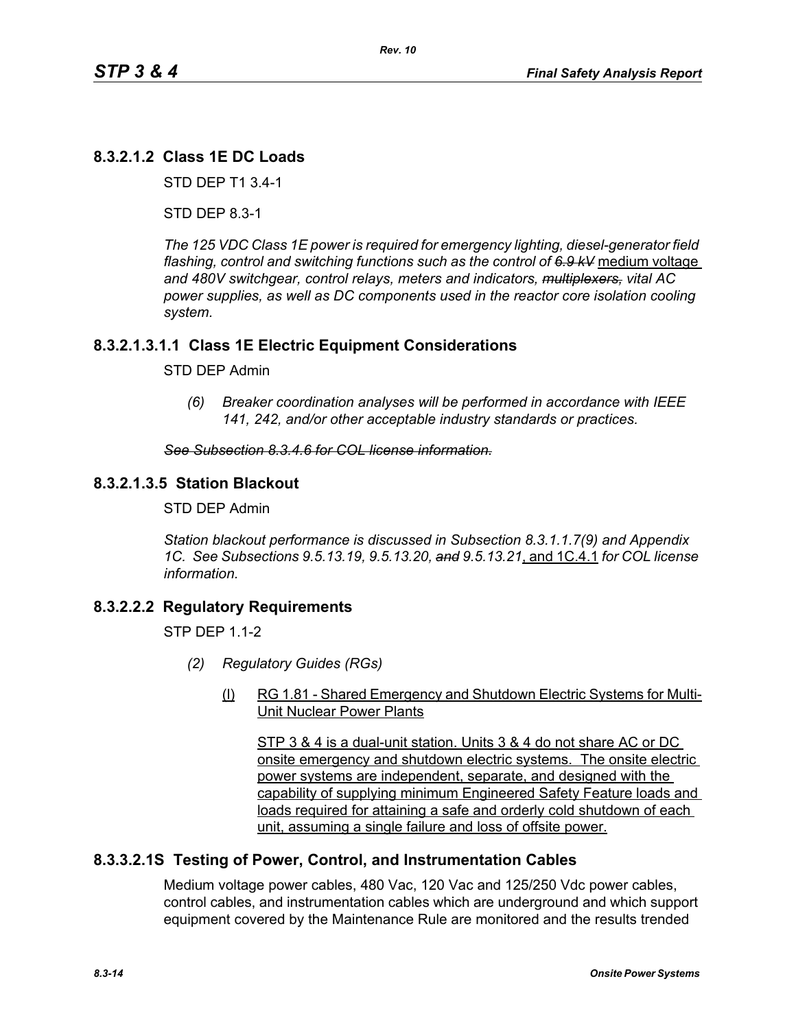## 8.3.2.1.2 Class 1E DC Loads

STD DEP T1 3.4-1

STD DEP 8.3-1

*The 125 VDC Class 1E power is required for emergency lighting, diesel-generator field flashing, control and switching functions such as the control of ~~6.9 kV~~* medium voltage *and 480V switchgear, control relays, meters and indicators, ~~multiplexers,~~ vital AC power supplies, as well as DC components used in the reactor core isolation cooling system.*

## 8.3.2.1.3.1.1 Class 1E Electric Equipment Considerations

STD DEP Admin

> *(6) Breaker coordination analyses will be performed in accordance with IEEE 141, 242, and/or other acceptable industry standards or practices.*

~~*See Subsection 8.3.4.6 for COL license information.*~~

## 8.3.2.1.3.5 Station Blackout

STD DEP Admin

*Station blackout performance is discussed in Subsection 8.3.1.1.7(9) and Appendix 1C. See Subsections 9.5.13.19, 9.5.13.20, ~~and~~ 9.5.13.21*, and 1C.4.1 *for COL license information.*

## 8.3.2.2.2 Regulatory Requirements

STP DEP 1.1-2

*(2) Regulatory Guides (RGs)*

(l) RG 1.81 - Shared Emergency and Shutdown Electric Systems for Multi-Unit Nuclear Power Plants

STP 3 & 4 is a dual-unit station. Units 3 & 4 do not share AC or DC onsite emergency and shutdown electric systems. The onsite electric power systems are independent, separate, and designed with the capability of supplying minimum Engineered Safety Feature loads and loads required for attaining a safe and orderly cold shutdown of each unit, assuming a single failure and loss of offsite power.

## 8.3.3.2.1S Testing of Power, Control, and Instrumentation Cables

Medium voltage power cables, 480 Vac, 120 Vac and 125/250 Vdc power cables, control cables, and instrumentation cables which are underground and which support equipment covered by the Maintenance Rule are monitored and the results trended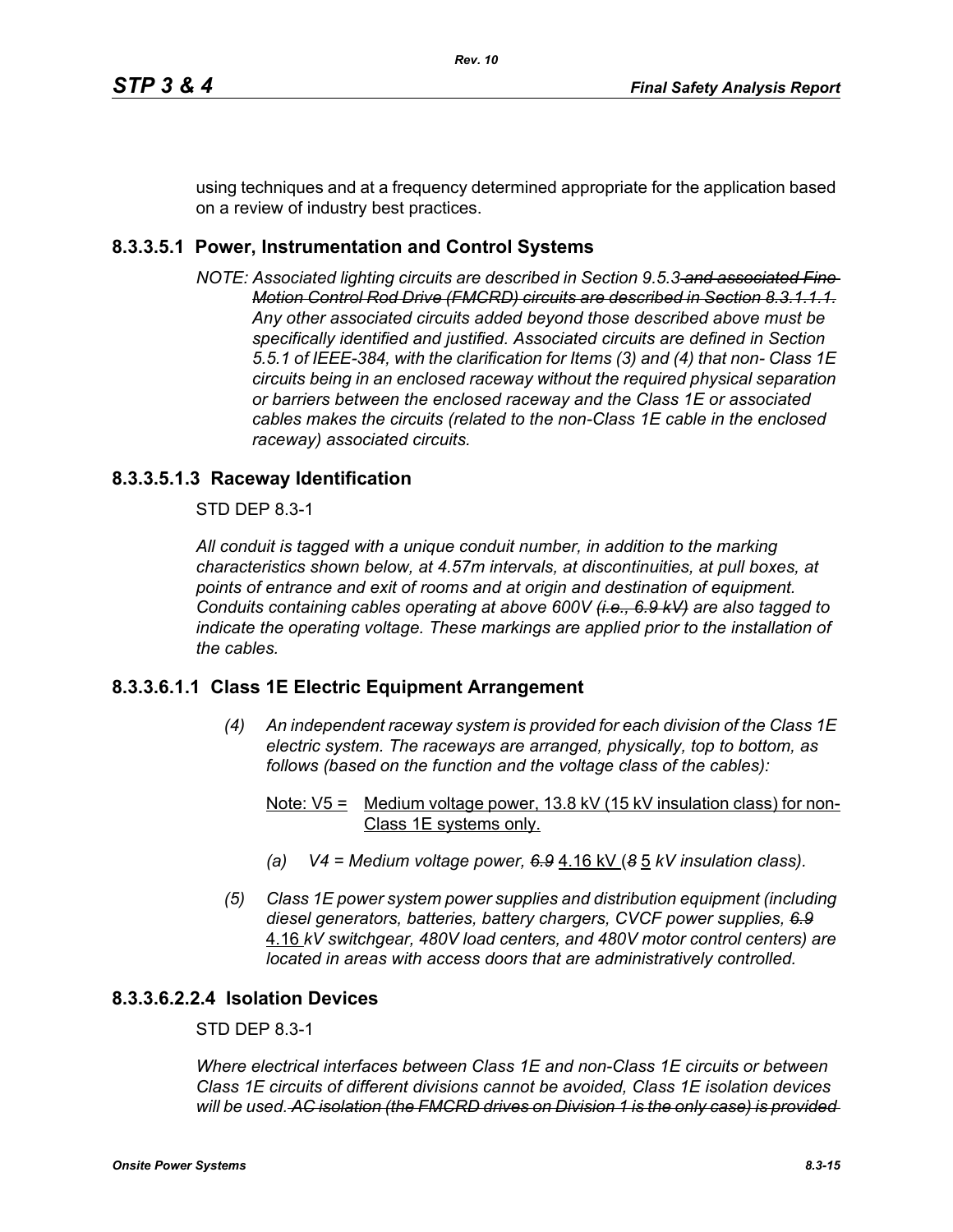using techniques and at a frequency determined appropriate for the application based on a review of industry best practices.

## 8.3.3.5.1 Power, Instrumentation and Control Systems

*NOTE: Associated lighting circuits are described in Section 9.5.3 ~~and associated Fine Motion Control Rod Drive (FMCRD) circuits are described in Section 8.3.1.1.1.~~ Any other associated circuits added beyond those described above must be specifically identified and justified. Associated circuits are defined in Section 5.5.1 of IEEE-384, with the clarification for Items (3) and (4) that non- Class 1E circuits being in an enclosed raceway without the required physical separation or barriers between the enclosed raceway and the Class 1E or associated cables makes the circuits (related to the non-Class 1E cable in the enclosed raceway) associated circuits.*

## 8.3.3.5.1.3 Raceway Identification

STD DEP 8.3-1

*All conduit is tagged with a unique conduit number, in addition to the marking characteristics shown below, at 4.57m intervals, at discontinuities, at pull boxes, at points of entrance and exit of rooms and at origin and destination of equipment. Conduits containing cables operating at above 600V ~~(i.e., 6.9 kV)~~ are also tagged to indicate the operating voltage. These markings are applied prior to the installation of the cables.*

## 8.3.3.6.1.1 Class 1E Electric Equipment Arrangement

*(4) An independent raceway system is provided for each division of the Class 1E electric system. The raceways are arranged, physically, top to bottom, as follows (based on the function and the voltage class of the cables):*

<u>Note: V5 = Medium voltage power, 13.8 kV (15 kV insulation class) for non-Class 1E systems only.</u>

*(a) V4 = Medium voltage power, ~~6.9~~* <u>4.16 kV</u> *(~~8~~* <u>5</u> *kV insulation class).*

*(5) Class 1E power system power supplies and distribution equipment (including diesel generators, batteries, battery chargers, CVCF power supplies, ~~6.9~~* <u>4.16</u> *kV switchgear, 480V load centers, and 480V motor control centers) are located in areas with access doors that are administratively controlled.*

## 8.3.3.6.2.2.4 Isolation Devices

STD DEP 8.3-1

*Where electrical interfaces between Class 1E and non-Class 1E circuits or between Class 1E circuits of different divisions cannot be avoided, Class 1E isolation devices will be used. ~~AC isolation (the FMCRD drives on Division 1 is the only case) is provided~~*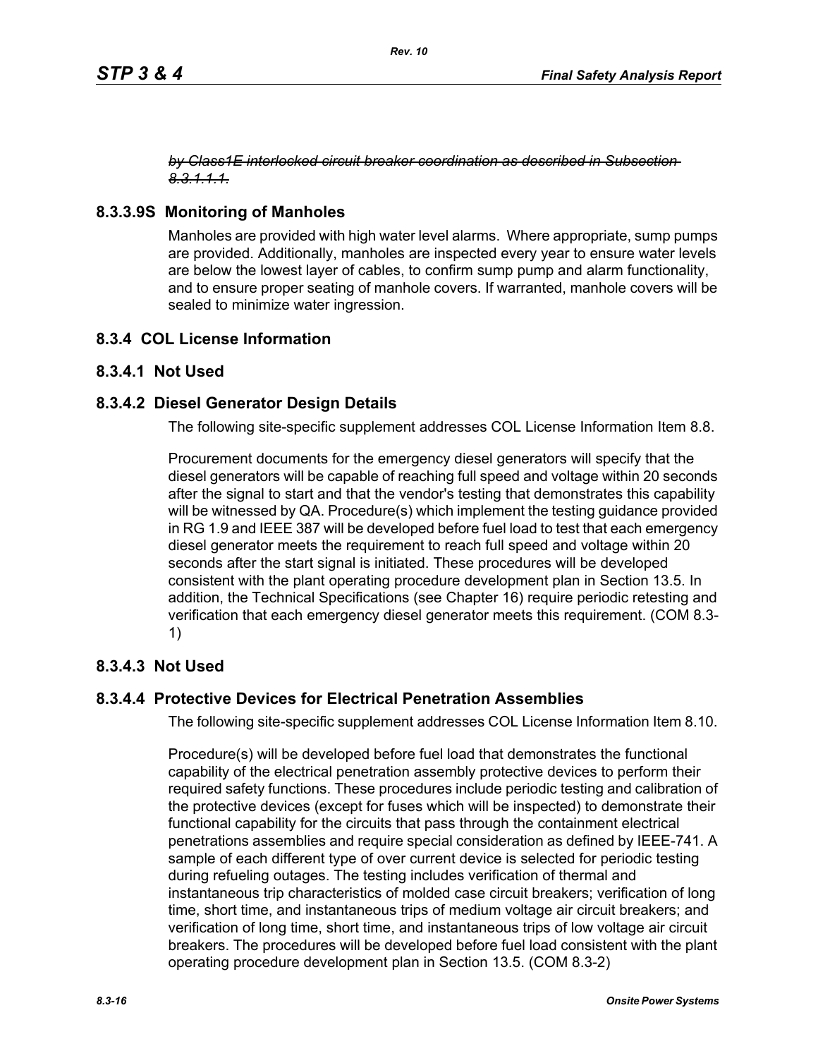*~~by Class1E interlocked circuit breaker coordination as described in Subsection 8.3.1.1.1.~~*

### 8.3.3.9S Monitoring of Manholes

Manholes are provided with high water level alarms. Where appropriate, sump pumps are provided. Additionally, manholes are inspected every year to ensure water levels are below the lowest layer of cables, to confirm sump pump and alarm functionality, and to ensure proper seating of manhole covers. If warranted, manhole covers will be sealed to minimize water ingression.

## 8.3.4 COL License Information

### 8.3.4.1 Not Used

### 8.3.4.2 Diesel Generator Design Details

The following site-specific supplement addresses COL License Information Item 8.8.

Procurement documents for the emergency diesel generators will specify that the diesel generators will be capable of reaching full speed and voltage within 20 seconds after the signal to start and that the vendor's testing that demonstrates this capability will be witnessed by QA. Procedure(s) which implement the testing guidance provided in RG 1.9 and IEEE 387 will be developed before fuel load to test that each emergency diesel generator meets the requirement to reach full speed and voltage within 20 seconds after the start signal is initiated. These procedures will be developed consistent with the plant operating procedure development plan in Section 13.5. In addition, the Technical Specifications (see Chapter 16) require periodic retesting and verification that each emergency diesel generator meets this requirement. (COM 8.3-1)

### 8.3.4.3 Not Used

### 8.3.4.4 Protective Devices for Electrical Penetration Assemblies

The following site-specific supplement addresses COL License Information Item 8.10.

Procedure(s) will be developed before fuel load that demonstrates the functional capability of the electrical penetration assembly protective devices to perform their required safety functions. These procedures include periodic testing and calibration of the protective devices (except for fuses which will be inspected) to demonstrate their functional capability for the circuits that pass through the containment electrical penetrations assemblies and require special consideration as defined by IEEE-741. A sample of each different type of over current device is selected for periodic testing during refueling outages. The testing includes verification of thermal and instantaneous trip characteristics of molded case circuit breakers; verification of long time, short time, and instantaneous trips of medium voltage air circuit breakers; and verification of long time, short time, and instantaneous trips of low voltage air circuit breakers. The procedures will be developed before fuel load consistent with the plant operating procedure development plan in Section 13.5. (COM 8.3-2)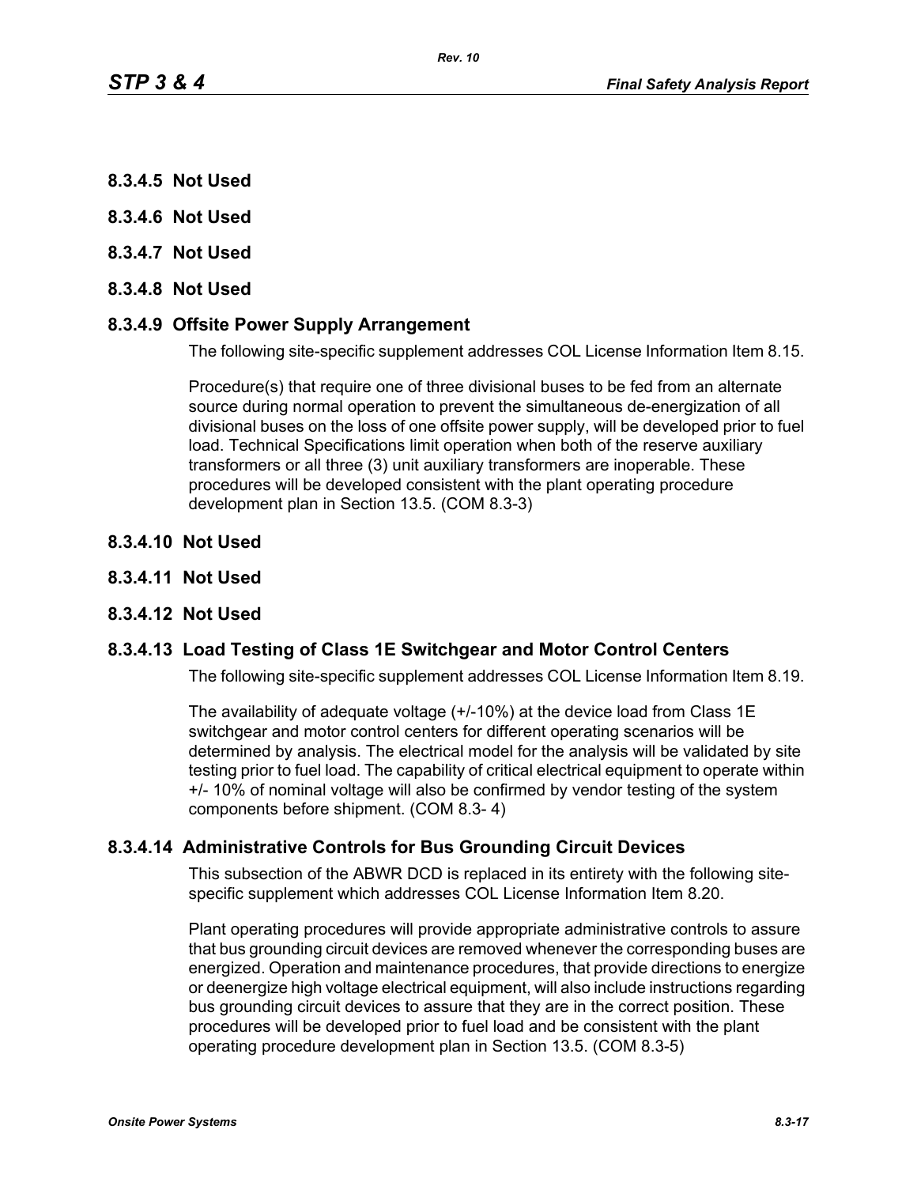### 8.3.4.5 Not Used

### 8.3.4.6 Not Used

### 8.3.4.7 Not Used

### 8.3.4.8 Not Used

### 8.3.4.9 Offsite Power Supply Arrangement

The following site-specific supplement addresses COL License Information Item 8.15.

Procedure(s) that require one of three divisional buses to be fed from an alternate source during normal operation to prevent the simultaneous de-energization of all divisional buses on the loss of one offsite power supply, will be developed prior to fuel load. Technical Specifications limit operation when both of the reserve auxiliary transformers or all three (3) unit auxiliary transformers are inoperable. These procedures will be developed consistent with the plant operating procedure development plan in Section 13.5. (COM 8.3-3)

### 8.3.4.10 Not Used

### 8.3.4.11 Not Used

### 8.3.4.12 Not Used

### 8.3.4.13 Load Testing of Class 1E Switchgear and Motor Control Centers

The following site-specific supplement addresses COL License Information Item 8.19.

The availability of adequate voltage (+/-10%) at the device load from Class 1E switchgear and motor control centers for different operating scenarios will be determined by analysis. The electrical model for the analysis will be validated by site testing prior to fuel load. The capability of critical electrical equipment to operate within +/- 10% of nominal voltage will also be confirmed by vendor testing of the system components before shipment. (COM 8.3- 4)

### 8.3.4.14 Administrative Controls for Bus Grounding Circuit Devices

This subsection of the ABWR DCD is replaced in its entirety with the following site-specific supplement which addresses COL License Information Item 8.20.

Plant operating procedures will provide appropriate administrative controls to assure that bus grounding circuit devices are removed whenever the corresponding buses are energized. Operation and maintenance procedures, that provide directions to energize or deenergize high voltage electrical equipment, will also include instructions regarding bus grounding circuit devices to assure that they are in the correct position. These procedures will be developed prior to fuel load and be consistent with the plant operating procedure development plan in Section 13.5. (COM 8.3-5)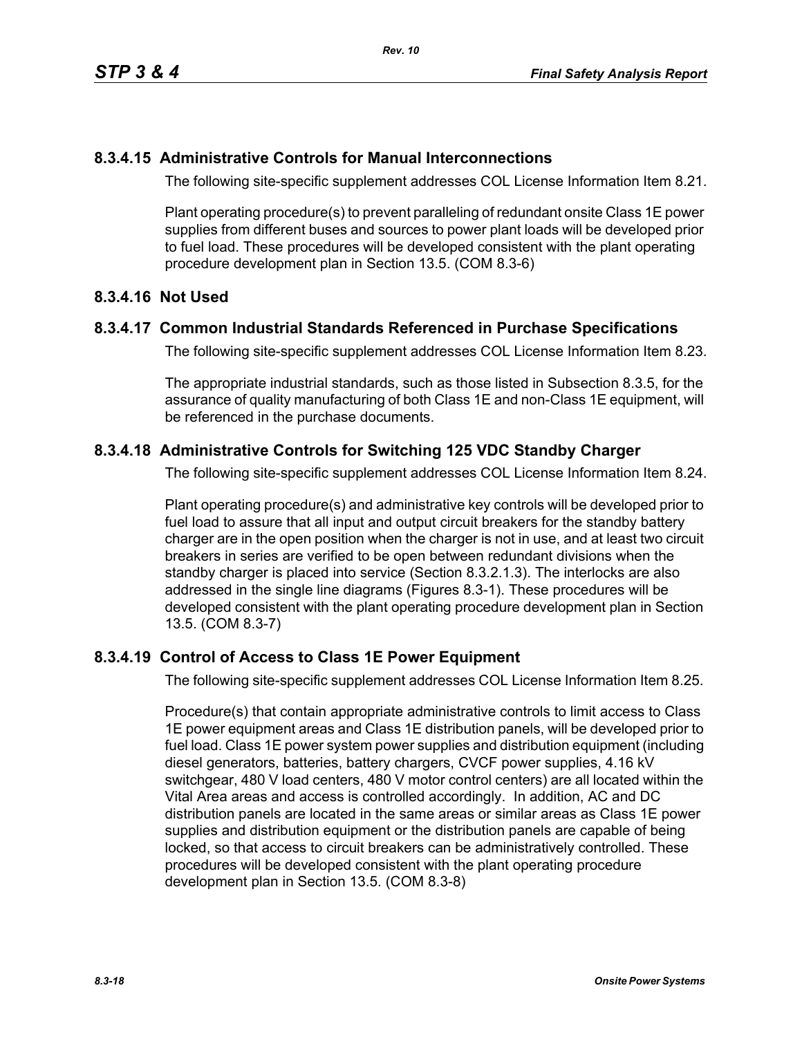### 8.3.4.15 Administrative Controls for Manual Interconnections

The following site-specific supplement addresses COL License Information Item 8.21.

Plant operating procedure(s) to prevent paralleling of redundant onsite Class 1E power supplies from different buses and sources to power plant loads will be developed prior to fuel load. These procedures will be developed consistent with the plant operating procedure development plan in Section 13.5. (COM 8.3-6)

### 8.3.4.16 Not Used

### 8.3.4.17 Common Industrial Standards Referenced in Purchase Specifications

The following site-specific supplement addresses COL License Information Item 8.23.

The appropriate industrial standards, such as those listed in Subsection 8.3.5, for the assurance of quality manufacturing of both Class 1E and non-Class 1E equipment, will be referenced in the purchase documents.

### 8.3.4.18 Administrative Controls for Switching 125 VDC Standby Charger

The following site-specific supplement addresses COL License Information Item 8.24.

Plant operating procedure(s) and administrative key controls will be developed prior to fuel load to assure that all input and output circuit breakers for the standby battery charger are in the open position when the charger is not in use, and at least two circuit breakers in series are verified to be open between redundant divisions when the standby charger is placed into service (Section 8.3.2.1.3). The interlocks are also addressed in the single line diagrams (Figures 8.3-1). These procedures will be developed consistent with the plant operating procedure development plan in Section 13.5. (COM 8.3-7)

### 8.3.4.19 Control of Access to Class 1E Power Equipment

The following site-specific supplement addresses COL License Information Item 8.25.

Procedure(s) that contain appropriate administrative controls to limit access to Class 1E power equipment areas and Class 1E distribution panels, will be developed prior to fuel load. Class 1E power system power supplies and distribution equipment (including diesel generators, batteries, battery chargers, CVCF power supplies, 4.16 kV switchgear, 480 V load centers, 480 V motor control centers) are all located within the Vital Area areas and access is controlled accordingly. In addition, AC and DC distribution panels are located in the same areas or similar areas as Class 1E power supplies and distribution equipment or the distribution panels are capable of being locked, so that access to circuit breakers can be administratively controlled. These procedures will be developed consistent with the plant operating procedure development plan in Section 13.5. (COM 8.3-8)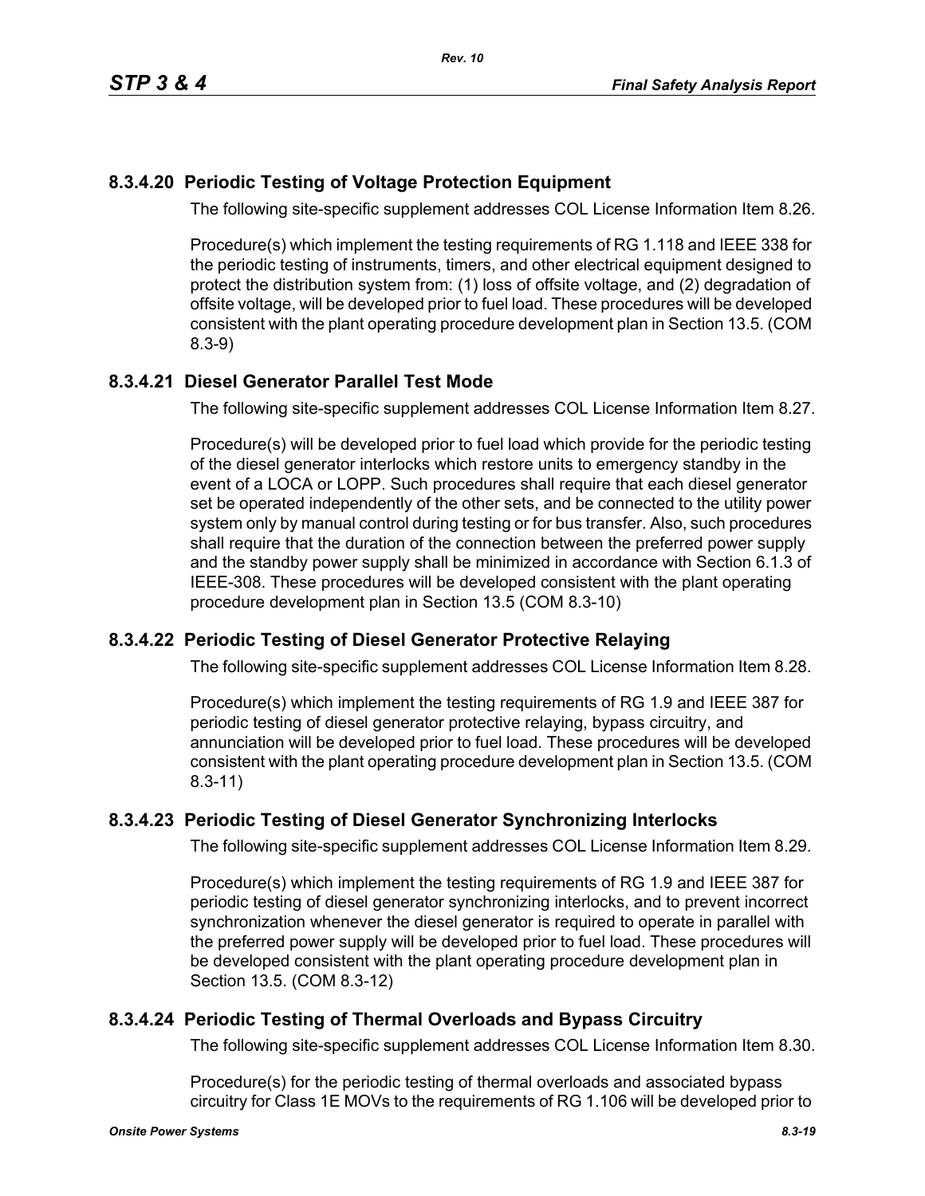### 8.3.4.20 Periodic Testing of Voltage Protection Equipment

The following site-specific supplement addresses COL License Information Item 8.26.

Procedure(s) which implement the testing requirements of RG 1.118 and IEEE 338 for the periodic testing of instruments, timers, and other electrical equipment designed to protect the distribution system from: (1) loss of offsite voltage, and (2) degradation of offsite voltage, will be developed prior to fuel load. These procedures will be developed consistent with the plant operating procedure development plan in Section 13.5. (COM 8.3-9)

### 8.3.4.21 Diesel Generator Parallel Test Mode

The following site-specific supplement addresses COL License Information Item 8.27.

Procedure(s) will be developed prior to fuel load which provide for the periodic testing of the diesel generator interlocks which restore units to emergency standby in the event of a LOCA or LOPP. Such procedures shall require that each diesel generator set be operated independently of the other sets, and be connected to the utility power system only by manual control during testing or for bus transfer. Also, such procedures shall require that the duration of the connection between the preferred power supply and the standby power supply shall be minimized in accordance with Section 6.1.3 of IEEE-308. These procedures will be developed consistent with the plant operating procedure development plan in Section 13.5 (COM 8.3-10)

### 8.3.4.22 Periodic Testing of Diesel Generator Protective Relaying

The following site-specific supplement addresses COL License Information Item 8.28.

Procedure(s) which implement the testing requirements of RG 1.9 and IEEE 387 for periodic testing of diesel generator protective relaying, bypass circuitry, and annunciation will be developed prior to fuel load. These procedures will be developed consistent with the plant operating procedure development plan in Section 13.5. (COM 8.3-11)

### 8.3.4.23 Periodic Testing of Diesel Generator Synchronizing Interlocks

The following site-specific supplement addresses COL License Information Item 8.29.

Procedure(s) which implement the testing requirements of RG 1.9 and IEEE 387 for periodic testing of diesel generator synchronizing interlocks, and to prevent incorrect synchronization whenever the diesel generator is required to operate in parallel with the preferred power supply will be developed prior to fuel load. These procedures will be developed consistent with the plant operating procedure development plan in Section 13.5. (COM 8.3-12)

### 8.3.4.24 Periodic Testing of Thermal Overloads and Bypass Circuitry

The following site-specific supplement addresses COL License Information Item 8.30.

Procedure(s) for the periodic testing of thermal overloads and associated bypass circuitry for Class 1E MOVs to the requirements of RG 1.106 will be developed prior to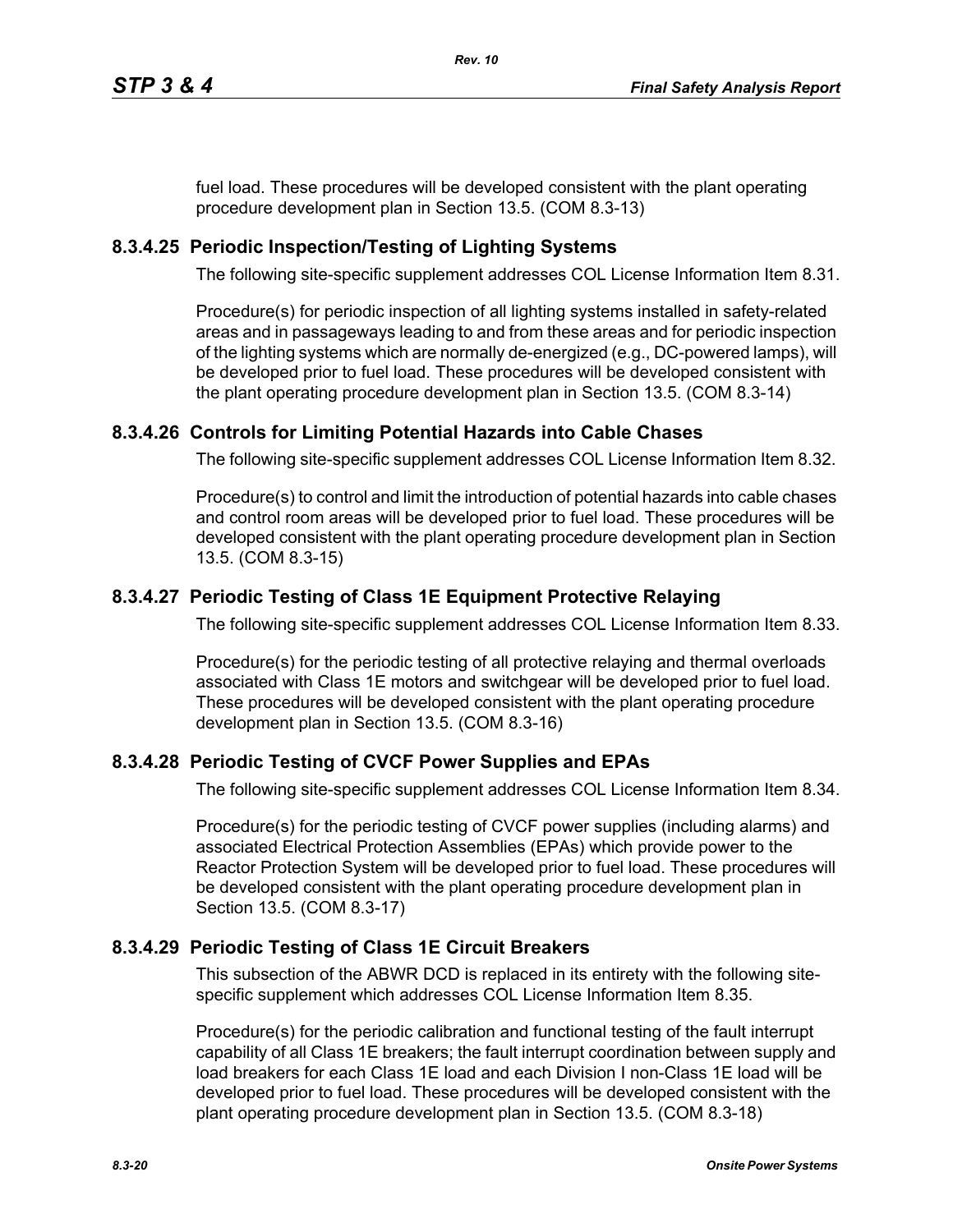fuel load. These procedures will be developed consistent with the plant operating procedure development plan in Section 13.5. (COM 8.3-13)

### 8.3.4.25 Periodic Inspection/Testing of Lighting Systems

The following site-specific supplement addresses COL License Information Item 8.31.

Procedure(s) for periodic inspection of all lighting systems installed in safety-related areas and in passageways leading to and from these areas and for periodic inspection of the lighting systems which are normally de-energized (e.g., DC-powered lamps), will be developed prior to fuel load. These procedures will be developed consistent with the plant operating procedure development plan in Section 13.5. (COM 8.3-14)

### 8.3.4.26 Controls for Limiting Potential Hazards into Cable Chases

The following site-specific supplement addresses COL License Information Item 8.32.

Procedure(s) to control and limit the introduction of potential hazards into cable chases and control room areas will be developed prior to fuel load. These procedures will be developed consistent with the plant operating procedure development plan in Section 13.5. (COM 8.3-15)

### 8.3.4.27 Periodic Testing of Class 1E Equipment Protective Relaying

The following site-specific supplement addresses COL License Information Item 8.33.

Procedure(s) for the periodic testing of all protective relaying and thermal overloads associated with Class 1E motors and switchgear will be developed prior to fuel load. These procedures will be developed consistent with the plant operating procedure development plan in Section 13.5. (COM 8.3-16)

### 8.3.4.28 Periodic Testing of CVCF Power Supplies and EPAs

The following site-specific supplement addresses COL License Information Item 8.34.

Procedure(s) for the periodic testing of CVCF power supplies (including alarms) and associated Electrical Protection Assemblies (EPAs) which provide power to the Reactor Protection System will be developed prior to fuel load. These procedures will be developed consistent with the plant operating procedure development plan in Section 13.5. (COM 8.3-17)

### 8.3.4.29 Periodic Testing of Class 1E Circuit Breakers

This subsection of the ABWR DCD is replaced in its entirety with the following site-specific supplement which addresses COL License Information Item 8.35.

Procedure(s) for the periodic calibration and functional testing of the fault interrupt capability of all Class 1E breakers; the fault interrupt coordination between supply and load breakers for each Class 1E load and each Division I non-Class 1E load will be developed prior to fuel load. These procedures will be developed consistent with the plant operating procedure development plan in Section 13.5. (COM 8.3-18)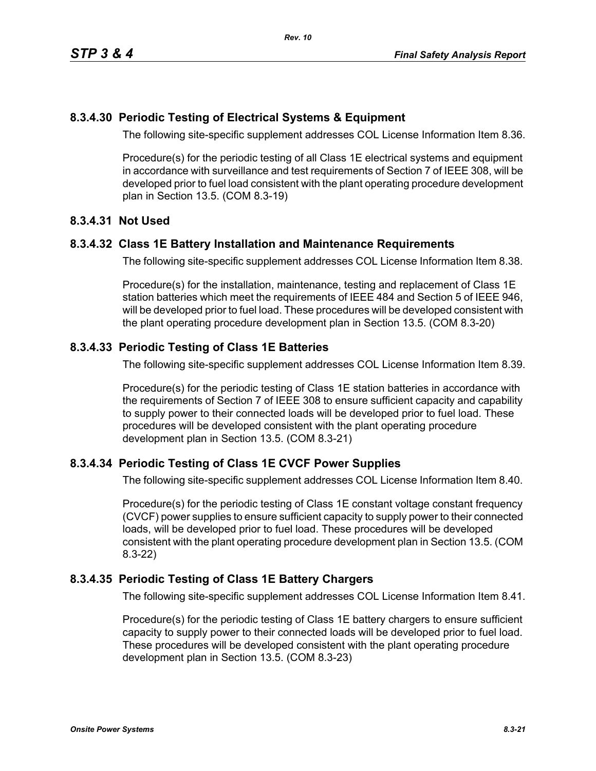### 8.3.4.30 Periodic Testing of Electrical Systems & Equipment

The following site-specific supplement addresses COL License Information Item 8.36.

Procedure(s) for the periodic testing of all Class 1E electrical systems and equipment in accordance with surveillance and test requirements of Section 7 of IEEE 308, will be developed prior to fuel load consistent with the plant operating procedure development plan in Section 13.5. (COM 8.3-19)

### 8.3.4.31 Not Used

### 8.3.4.32 Class 1E Battery Installation and Maintenance Requirements

The following site-specific supplement addresses COL License Information Item 8.38.

Procedure(s) for the installation, maintenance, testing and replacement of Class 1E station batteries which meet the requirements of IEEE 484 and Section 5 of IEEE 946, will be developed prior to fuel load. These procedures will be developed consistent with the plant operating procedure development plan in Section 13.5. (COM 8.3-20)

### 8.3.4.33 Periodic Testing of Class 1E Batteries

The following site-specific supplement addresses COL License Information Item 8.39.

Procedure(s) for the periodic testing of Class 1E station batteries in accordance with the requirements of Section 7 of IEEE 308 to ensure sufficient capacity and capability to supply power to their connected loads will be developed prior to fuel load. These procedures will be developed consistent with the plant operating procedure development plan in Section 13.5. (COM 8.3-21)

### 8.3.4.34 Periodic Testing of Class 1E CVCF Power Supplies

The following site-specific supplement addresses COL License Information Item 8.40.

Procedure(s) for the periodic testing of Class 1E constant voltage constant frequency (CVCF) power supplies to ensure sufficient capacity to supply power to their connected loads, will be developed prior to fuel load. These procedures will be developed consistent with the plant operating procedure development plan in Section 13.5. (COM 8.3-22)

### 8.3.4.35 Periodic Testing of Class 1E Battery Chargers

The following site-specific supplement addresses COL License Information Item 8.41.

Procedure(s) for the periodic testing of Class 1E battery chargers to ensure sufficient capacity to supply power to their connected loads will be developed prior to fuel load. These procedures will be developed consistent with the plant operating procedure development plan in Section 13.5. (COM 8.3-23)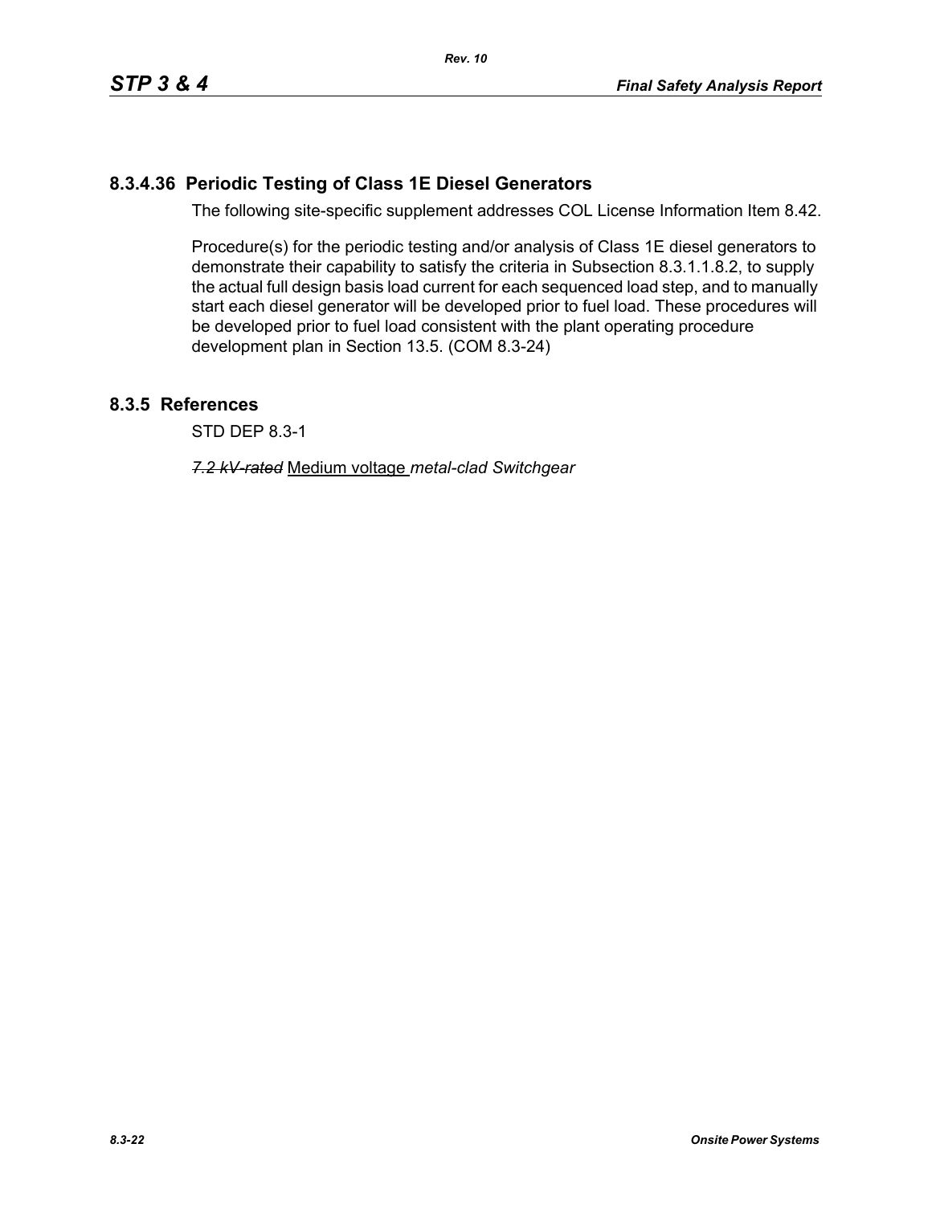### 8.3.4.36 Periodic Testing of Class 1E Diesel Generators

The following site-specific supplement addresses COL License Information Item 8.42.

Procedure(s) for the periodic testing and/or analysis of Class 1E diesel generators to demonstrate their capability to satisfy the criteria in Subsection 8.3.1.1.8.2, to supply the actual full design basis load current for each sequenced load step, and to manually start each diesel generator will be developed prior to fuel load. These procedures will be developed prior to fuel load consistent with the plant operating procedure development plan in Section 13.5. (COM 8.3-24)

## 8.3.5 References

STD DEP 8.3-1

~~*7.2 kV-rated*~~ Medium voltage *metal-clad Switchgear*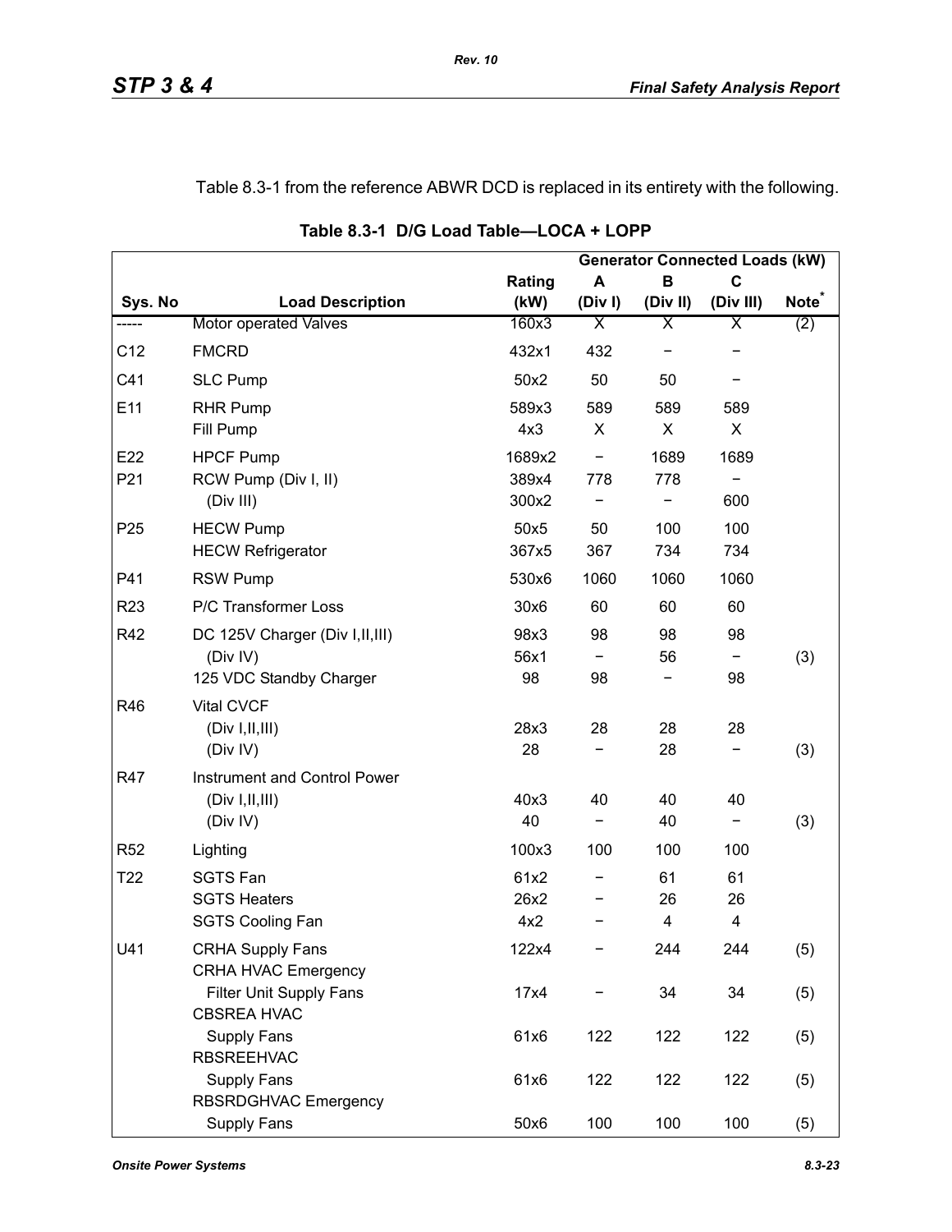Table 8.3-1 from the reference ABWR DCD is replaced in its entirety with the following.

**Table 8.3-1 D/G Load Table—LOCA + LOPP**

| | | | Generator Connected Loads (kW) | | | |
|---|---|---|---|---|---|---|
| **Sys. No** | **Load Description** | **Rating (kW)** | **A (Div I)** | **B (Div II)** | **C (Div III)** | **Note*** |
| ----- | Motor operated Valves | 160x3 | X | X | X | (2) |
| C12 | FMCRD | 432x1 | 432 | − | − | |
| C41 | SLC Pump | 50x2 | 50 | 50 | − | |
| E11 | RHR Pump | 589x3 | 589 | 589 | 589 | |
| | Fill Pump | 4x3 | X | X | X | |
| E22 | HPCF Pump | 1689x2 | − | 1689 | 1689 | |
| P21 | RCW Pump (Div I, II) | 389x4 | 778 | 778 | − | |
| | (Div III) | 300x2 | − | − | 600 | |
| P25 | HECW Pump | 50x5 | 50 | 100 | 100 | |
| | HECW Refrigerator | 367x5 | 367 | 734 | 734 | |
| P41 | RSW Pump | 530x6 | 1060 | 1060 | 1060 | |
| R23 | P/C Transformer Loss | 30x6 | 60 | 60 | 60 | |
| R42 | DC 125V Charger (Div I,II,III) | 98x3 | 98 | 98 | 98 | |
| | (Div IV) | 56x1 | − | 56 | − | (3) |
| | 125 VDC Standby Charger | 98 | 98 | − | 98 | |
| R46 | Vital CVCF | | | | | |
| | (Div I,II,III) | 28x3 | 28 | 28 | 28 | |
| | (Div IV) | 28 | − | 28 | − | (3) |
| R47 | Instrument and Control Power | | | | | |
| | (Div I,II,III) | 40x3 | 40 | 40 | 40 | |
| | (Div IV) | 40 | − | 40 | − | (3) |
| R52 | Lighting | 100x3 | 100 | 100 | 100 | |
| T22 | SGTS Fan | 61x2 | − | 61 | 61 | |
| | SGTS Heaters | 26x2 | − | 26 | 26 | |
| | SGTS Cooling Fan | 4x2 | − | 4 | 4 | |
| U41 | CRHA Supply Fans | 122x4 | − | 244 | 244 | (5) |
| | CRHA HVAC Emergency Filter Unit Supply Fans | 17x4 | − | 34 | 34 | (5) |
| | CBSREA HVAC Supply Fans | 61x6 | 122 | 122 | 122 | (5) |
| | RBSREEHVAC Supply Fans | 61x6 | 122 | 122 | 122 | (5) |
| | RBSRDGHVAC Emergency Supply Fans | 50x6 | 100 | 100 | 100 | (5) |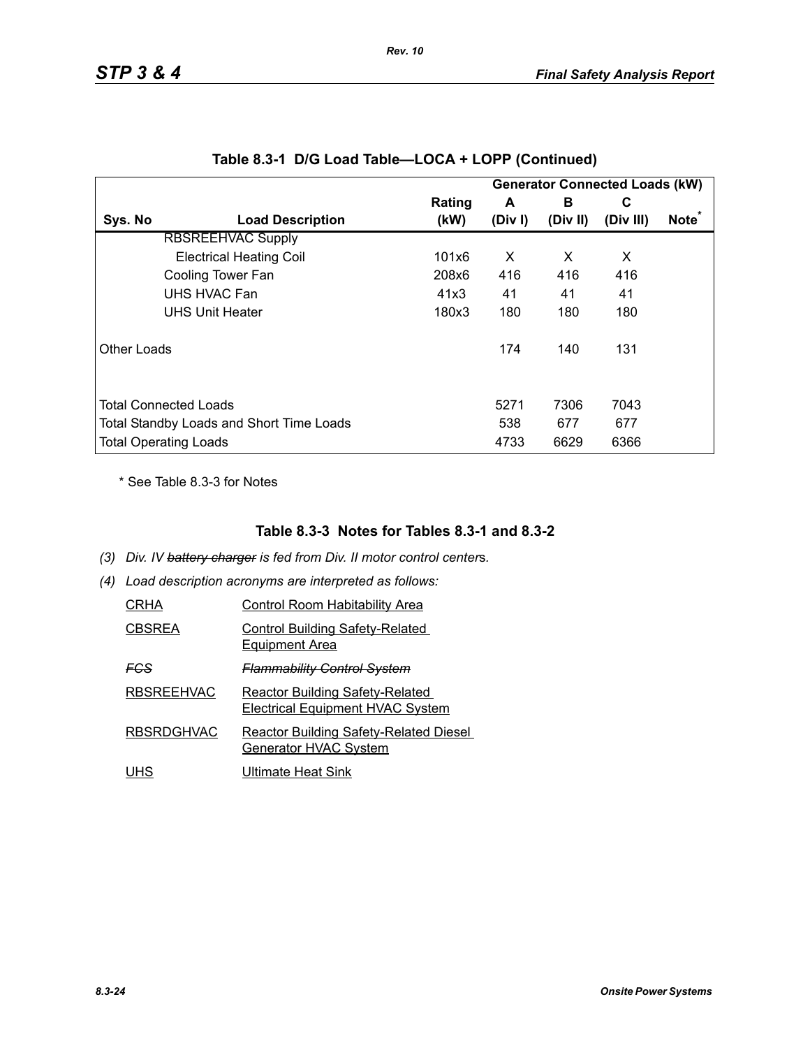## Table 8.3-1 D/G Load Table—LOCA + LOPP (Continued)

| | | | Generator Connected Loads (kW) | | | |
|---|---|---|---|---|---|---|
| | | Rating | A | B | C | |
| Sys. No | Load Description | (kW) | (Div I) | (Div II) | (Div III) | Note* |
| | RBSREEHVAC Supply | | | | | |
| | Electrical Heating Coil | 101x6 | X | X | X | |
| | Cooling Tower Fan | 208x6 | 416 | 416 | 416 | |
| | UHS HVAC Fan | 41x3 | 41 | 41 | 41 | |
| | UHS Unit Heater | 180x3 | 180 | 180 | 180 | |
| Other Loads | | | 174 | 140 | 131 | |
| Total Connected Loads | | | 5271 | 7306 | 7043 | |
| Total Standby Loads and Short Time Loads | | | 538 | 677 | 677 | |
| Total Operating Loads | | | 4733 | 6629 | 6366 | |

\* See Table 8.3-3 for Notes

### Table 8.3-3 Notes for Tables 8.3-1 and 8.3-2

*(3) Div. IV ~~battery charger~~ is fed from Div. II motor control centers.*

*(4) Load description acronyms are interpreted as follows:*

| | |
|---|---|
| CRHA | Control Room Habitability Area |
| CBSREA | Control Building Safety-Related Equipment Area |
| ~~*FCS*~~ | ~~*Flammability Control System*~~ |
| RBSREEHVAC | Reactor Building Safety-Related Electrical Equipment HVAC System |
| RBSRDGHVAC | Reactor Building Safety-Related Diesel Generator HVAC System |
| UHS | Ultimate Heat Sink |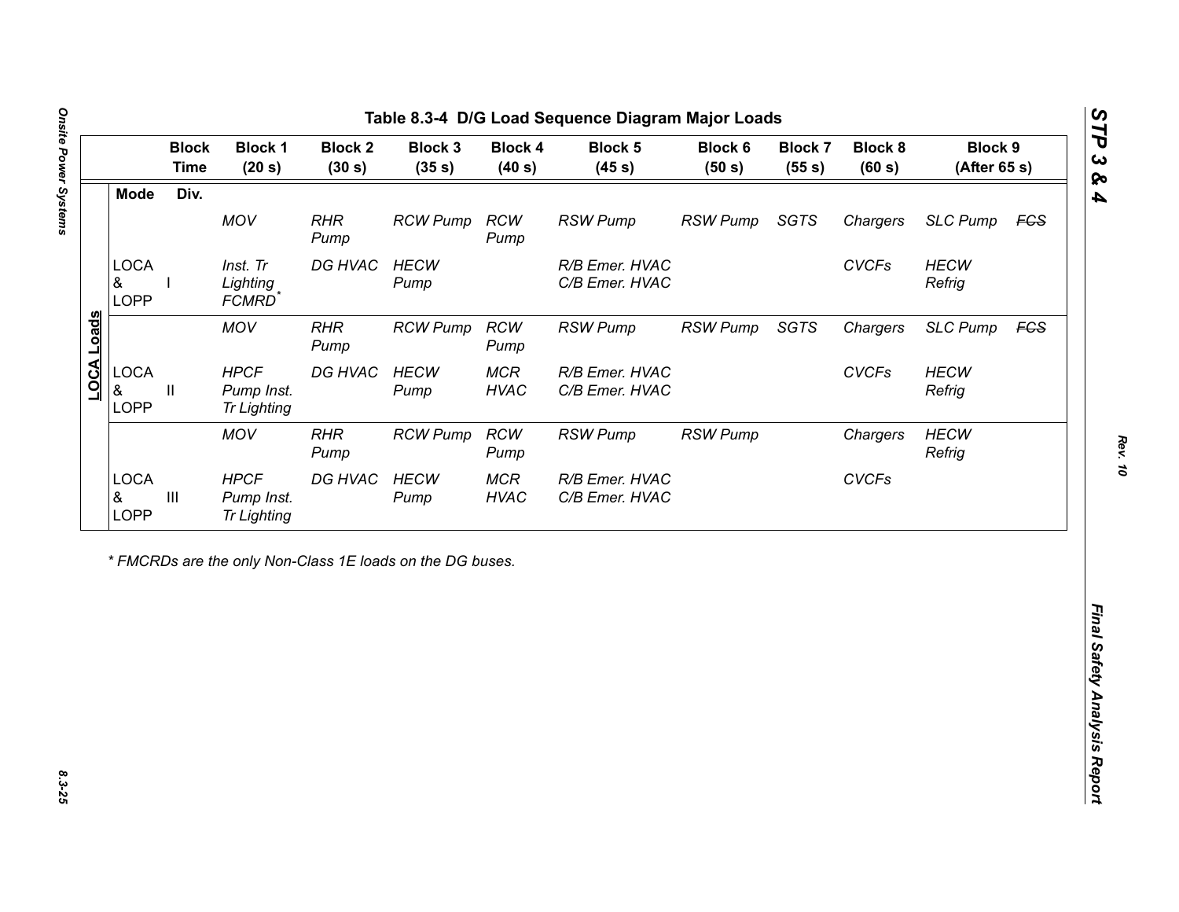## Table 8.3-4 D/G Load Sequence Diagram Major Loads

| | Mode | Div. | Block 1 (20 s) | Block 2 (30 s) | Block 3 (35 s) | Block 4 (40 s) | Block 5 (45 s) | Block 6 (50 s) | Block 7 (55 s) | Block 8 (60 s) | Block 9 (After 65 s) | |
|---|---|---|---|---|---|---|---|---|---|---|---|---|
| **LOCA Loads** | | | *MOV* | *RHR Pump* | *RCW Pump* | *RCW Pump* | *RSW Pump* | *RSW Pump* | *SGTS* | *Chargers* | *SLC Pump* | ~~*FCS*~~ |
| | LOCA & LOPP | I | *Inst. Tr Lighting FCMRD*[*] | *DG HVAC* | *HECW Pump* | | *R/B Emer. HVAC C/B Emer. HVAC* | | | *CVCFs* | *HECW Refrig* | |
| | | | *MOV* | *RHR Pump* | *RCW Pump* | *RCW Pump* | *RSW Pump* | *RSW Pump* | *SGTS* | *Chargers* | *SLC Pump* | ~~*FCS*~~ |
| | LOCA & LOPP | II | *HPCF Pump Inst. Tr Lighting* | *DG HVAC* | *HECW Pump* | *MCR HVAC* | *R/B Emer. HVAC C/B Emer. HVAC* | | | *CVCFs* | *HECW Refrig* | |
| | | | *MOV* | *RHR Pump* | *RCW Pump* | *RCW Pump* | *RSW Pump* | *RSW Pump* | | *Chargers* | *HECW Refrig* | |
| | LOCA & LOPP | III | *HPCF Pump Inst. Tr Lighting* | *DG HVAC* | *HECW Pump* | *MCR HVAC* | *R/B Emer. HVAC C/B Emer. HVAC* | | | *CVCFs* | | |

*\* FMCRDs are the only Non-Class 1E loads on the DG buses.*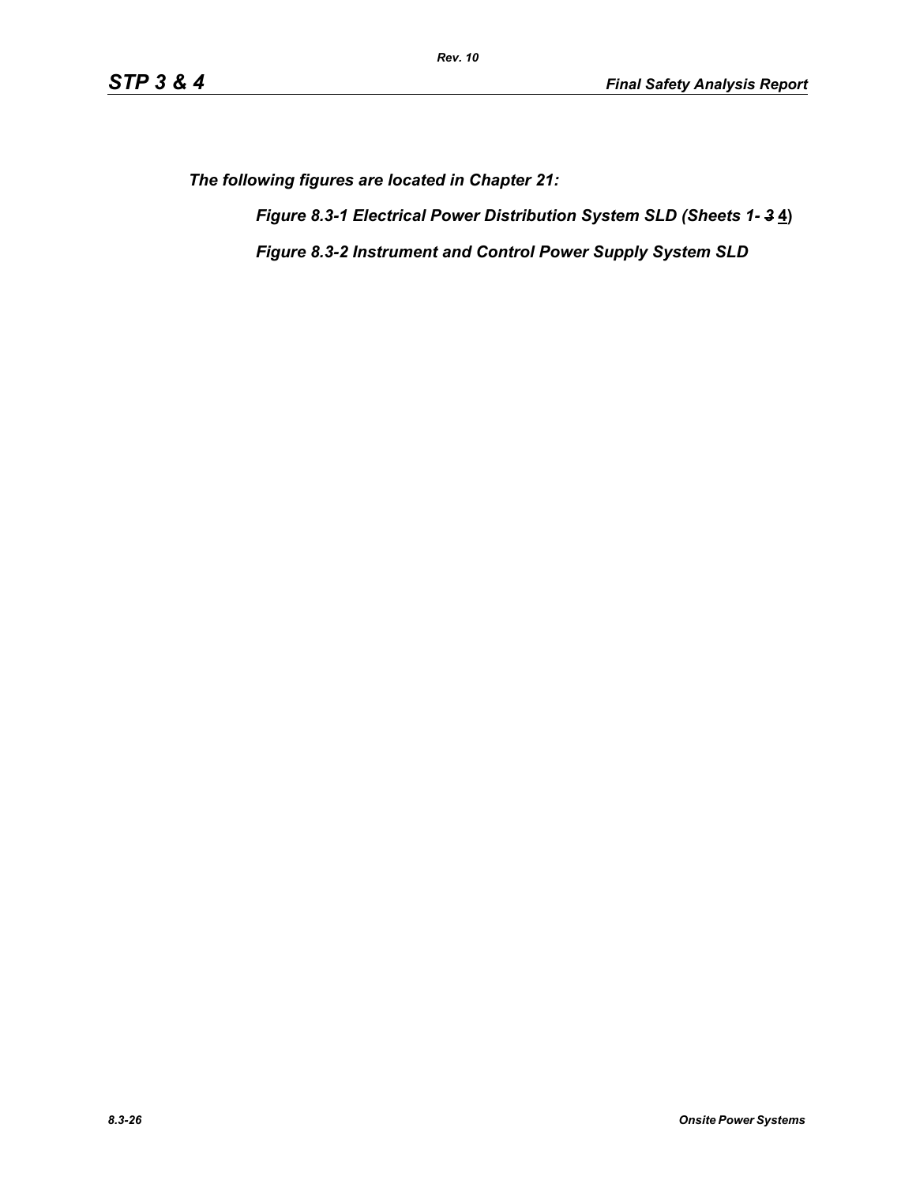*The following figures are located in Chapter 21:*

*Figure 8.3-1 Electrical Power Distribution System SLD (Sheets 1- ~~3~~ 4)*

*Figure 8.3-2 Instrument and Control Power Supply System SLD*